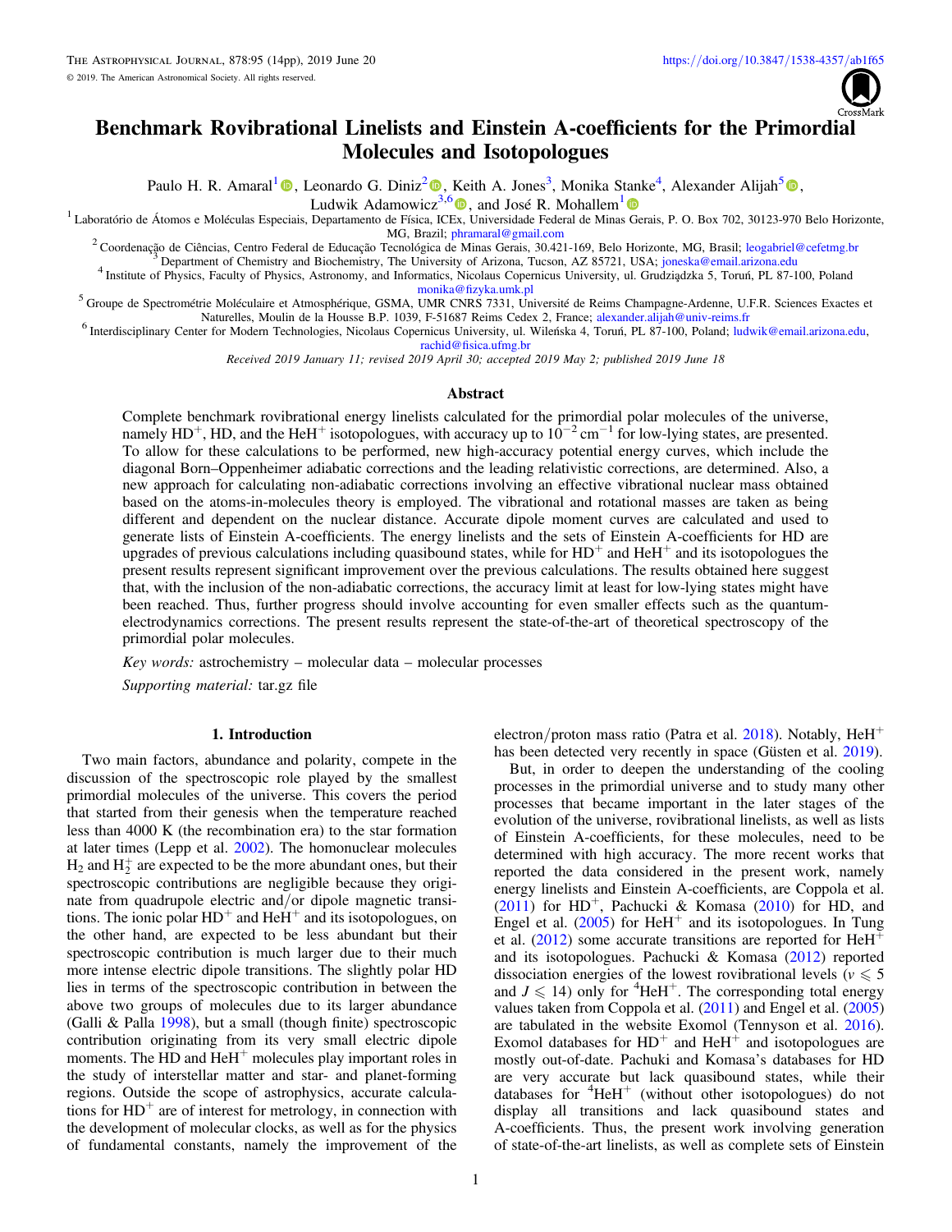# Benchmark Rovibrational Linelists and Einstein A-coefficients for the Primordial Molecules and Isotopologues

Paulo H. R. Amaral[1], Leonardo G. Diniz[2], Keith A. Jones[3], Monika Stanke[4], Alexander Alijah[5], Ludwik Adamowicz[3,6], and José R. Mohallem[1]

[1] Laboratório de Átomos e Moléculas Especiais, Departamento de Física, ICEx, Universidade Federal de Minas Gerais, P. O. Box 702, 30123-970 Belo Horizonte, MG, Brazil; phramaral@gmail.com

[2] Coordenação de Ciências, Centro Federal de Educação Tecnológica de Minas Gerais, 30.421-169, Belo Horizonte, MG, Brasil; leogabriel@cefetmg.br

[3] Department of Chemistry and Biochemistry, The University of Arizona, Tucson, AZ 85721, USA; joneska@email.arizona.edu

[4] Institute of Physics, Faculty of Physics, Astronomy, and Informatics, Nicolaus Copernicus University, ul. Grudziądzka 5, Toruń, PL 87-100, Poland monika@fizyka.umk.pl

[5] Groupe de Spectrométrie Moléculaire et Atmosphérique, GSMA, UMR CNRS 7331, Université de Reims Champagne-Ardenne, U.F.R. Sciences Exactes et Naturelles, Moulin de la Housse B.P. 1039, F-51687 Reims Cedex 2, France; alexander.alijah@univ-reims.fr

[6] Interdisciplinary Center for Modern Technologies, Nicolaus Copernicus University, ul. Wileńska 4, Toruń, PL 87-100, Poland; ludwik@email.arizona.edu, rachid@fisica.ufmg.br

*Received 2019 January 11; revised 2019 April 30; accepted 2019 May 2; published 2019 June 18*

## Abstract

Complete benchmark rovibrational energy linelists calculated for the primordial polar molecules of the universe, namely $HD^+$, HD, and the $HeH^+$ isotopologues, with accuracy up to $10^{-2}\,cm^{-1}$ for low-lying states, are presented. To allow for these calculations to be performed, new high-accuracy potential energy curves, which include the diagonal Born–Oppenheimer adiabatic corrections and the leading relativistic corrections, are determined. Also, a new approach for calculating non-adiabatic corrections involving an effective vibrational nuclear mass obtained based on the atoms-in-molecules theory is employed. The vibrational and rotational masses are taken as being different and dependent on the nuclear distance. Accurate dipole moment curves are calculated and used to generate lists of Einstein A-coefficients. The energy linelists and the sets of Einstein A-coefficients for HD are upgrades of previous calculations including quasibound states, while for $HD^+$ and $HeH^+$ and its isotopologues the present results represent significant improvement over the previous calculations. The results obtained here suggest that, with the inclusion of the non-adiabatic corrections, the accuracy limit at least for low-lying states might have been reached. Thus, further progress should involve accounting for even smaller effects such as the quantum-electrodynamics corrections. The present results represent the state-of-the-art of theoretical spectroscopy of the primordial polar molecules.

*Key words:* astrochemistry – molecular data – molecular processes

*Supporting material:* tar.gz file

## 1. Introduction

Two main factors, abundance and polarity, compete in the discussion of the spectroscopic role played by the smallest primordial molecules of the universe. This covers the period that started from their genesis when the temperature reached less than 4000 K (the recombination era) to the star formation at later times (Lepp et al. 2002). The homonuclear molecules $H_2$ and $H_2^+$ are expected to be the more abundant ones, but their spectroscopic contributions are negligible because they originate from quadrupole electric and/or dipole magnetic transitions. The ionic polar $HD^+$ and $HeH^+$ and its isotopologues, on the other hand, are expected to be less abundant but their spectroscopic contribution is much larger due to their much more intense electric dipole transitions. The slightly polar HD lies in terms of the spectroscopic contribution in between the above two groups of molecules due to its larger abundance (Galli & Palla 1998), but a small (though finite) spectroscopic contribution originating from its very small electric dipole moments. The HD and $HeH^+$ molecules play important roles in the study of interstellar matter and star- and planet-forming regions. Outside the scope of astrophysics, accurate calculations for $HD^+$ are of interest for metrology, in connection with the development of molecular clocks, as well as for the physics of fundamental constants, namely the improvement of the electron/proton mass ratio (Patra et al. 2018). Notably, $HeH^+$ has been detected very recently in space (Güsten et al. 2019).

But, in order to deepen the understanding of the cooling processes in the primordial universe and to study many other processes that became important in the later stages of the evolution of the universe, rovibrational linelists, as well as lists of Einstein A-coefficients, for these molecules, need to be determined with high accuracy. The more recent works that reported the data considered in the present work, namely energy linelists and Einstein A-coefficients, are Coppola et al. (2011) for $HD^+$, Pachucki & Komasa (2010) for HD, and Engel et al. (2005) for $HeH^+$ and its isotopologues. In Tung et al. (2012) some accurate transitions are reported for $HeH^+$ and its isotopologues. Pachucki & Komasa (2012) reported dissociation energies of the lowest rovibrational levels ($v \leqslant 5$ and $J \leqslant 14$) only for $^4HeH^+$. The corresponding total energy values taken from Coppola et al. (2011) and Engel et al. (2005) are tabulated in the website Exomol (Tennyson et al. 2016). Exomol databases for $HD^+$ and $HeH^+$ and isotopologues are mostly out-of-date. Pachuki and Komasa's databases for HD are very accurate but lack quasibound states, while their databases for $^4HeH^+$ (without other isotopologues) do not display all transitions and lack quasibound states and A-coefficients. Thus, the present work involving generation of state-of-the-art linelists, as well as complete sets of Einstein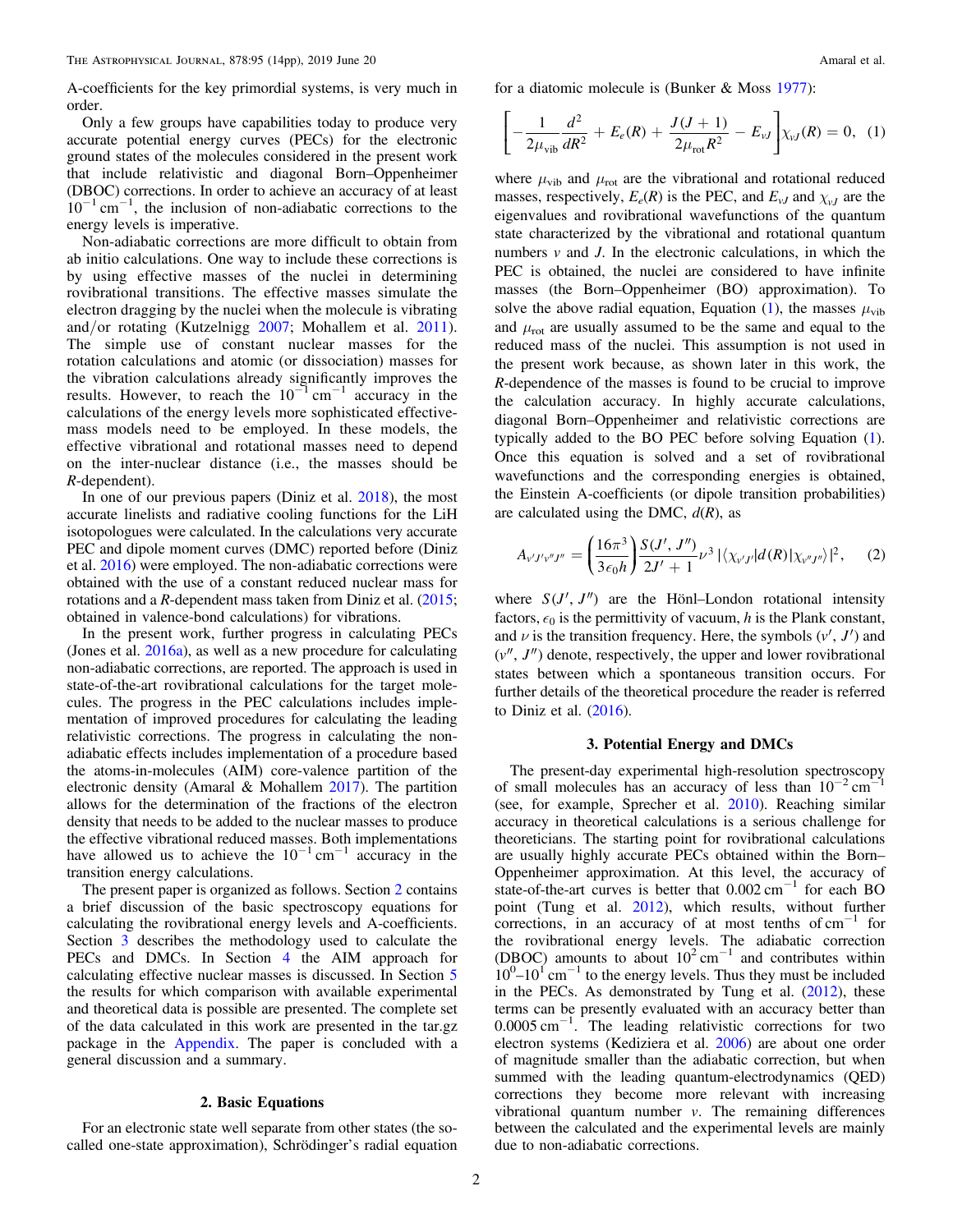A-coefficients for the key primordial systems, is very much in order.

Only a few groups have capabilities today to produce very accurate potential energy curves (PECs) for the electronic ground states of the molecules considered in the present work that include relativistic and diagonal Born–Oppenheimer (DBOC) corrections. In order to achieve an accuracy of at least $10^{-1}\,\mathrm{cm}^{-1}$, the inclusion of non-adiabatic corrections to the energy levels is imperative.

Non-adiabatic corrections are more difficult to obtain from ab initio calculations. One way to include these corrections is by using effective masses of the nuclei in determining rovibrational transitions. The effective masses simulate the electron dragging by the nuclei when the molecule is vibrating and/or rotating (Kutzelnigg 2007; Mohallem et al. 2011). The simple use of constant nuclear masses for the rotation calculations and atomic (or dissociation) masses for the vibration calculations already significantly improves the results. However, to reach the $10^{-1}\,\mathrm{cm}^{-1}$ accuracy in the calculations of the energy levels more sophisticated effective-mass models need to be employed. In these models, the effective vibrational and rotational masses need to depend on the inter-nuclear distance (i.e., the masses should be $R$-dependent).

In one of our previous papers (Diniz et al. 2018), the most accurate linelists and radiative cooling functions for the LiH isotopologues were calculated. In the calculations very accurate PEC and dipole moment curves (DMC) reported before (Diniz et al. 2016) were employed. The non-adiabatic corrections were obtained with the use of a constant reduced nuclear mass for rotations and a $R$-dependent mass taken from Diniz et al. (2015; obtained in valence-bond calculations) for vibrations.

In the present work, further progress in calculating PECs (Jones et al. 2016a), as well as a new procedure for calculating non-adiabatic corrections, are reported. The approach is used in state-of-the-art rovibrational calculations for the target molecules. The progress in the PEC calculations includes implementation of improved procedures for calculating the leading relativistic corrections. The progress in calculating the non-adiabatic effects includes implementation of a procedure based the atoms-in-molecules (AIM) core-valence partition of the electronic density (Amaral & Mohallem 2017). The partition allows for the determination of the fractions of the electron density that needs to be added to the nuclear masses to produce the effective vibrational reduced masses. Both implementations have allowed us to achieve the $10^{-1}\,\mathrm{cm}^{-1}$ accuracy in the transition energy calculations.

The present paper is organized as follows. Section 2 contains a brief discussion of the basic spectroscopy equations for calculating the rovibrational energy levels and A-coefficients. Section 3 describes the methodology used to calculate the PECs and DMCs. In Section 4 the AIM approach for calculating effective nuclear masses is discussed. In Section 5 the results for which comparison with available experimental and theoretical data is possible are presented. The complete set of the data calculated in this work are presented in the tar.gz package in the Appendix. The paper is concluded with a general discussion and a summary.

## 2. Basic Equations

For an electronic state well separate from other states (the so-called one-state approximation), Schrödinger's radial equation for a diatomic molecule is (Bunker & Moss 1977):

$$\left[-\frac{1}{2\mu_{\mathrm{vib}}}\frac{d^2}{dR^2} + E_e(R) + \frac{J(J+1)}{2\mu_{\mathrm{rot}}R^2} - E_{vJ}\right]\chi_{vJ}(R) = 0, \quad (1)$$

where $\mu_{\mathrm{vib}}$ and $\mu_{\mathrm{rot}}$ are the vibrational and rotational reduced masses, respectively, $E_e(R)$ is the PEC, and $E_{vJ}$ and $\chi_{vJ}$ are the eigenvalues and rovibrational wavefunctions of the quantum state characterized by the vibrational and rotational quantum numbers $v$ and $J$. In the electronic calculations, in which the PEC is obtained, the nuclei are considered to have infinite masses (the Born–Oppenheimer (BO) approximation). To solve the above radial equation, Equation (1), the masses $\mu_{\mathrm{vib}}$ and $\mu_{\mathrm{rot}}$ are usually assumed to be the same and equal to the reduced mass of the nuclei. This assumption is not used in the present work because, as shown later in this work, the $R$-dependence of the masses is found to be crucial to improve the calculation accuracy. In highly accurate calculations, diagonal Born–Oppenheimer and relativistic corrections are typically added to the BO PEC before solving Equation (1). Once this equation is solved and a set of rovibrational wavefunctions and the corresponding energies is obtained, the Einstein A-coefficients (or dipole transition probabilities) are calculated using the DMC, $d(R)$, as

$$A_{v'J'v''J''} = \left(\frac{16\pi^3}{3\epsilon_0 h}\right)\frac{S(J', J'')}{2J'+1}\nu^3\,|\langle\chi_{v'J'}|d(R)|\chi_{v''J''}\rangle|^2, \quad (2)$$

where $S(J', J'')$ are the Hönl–London rotational intensity factors, $\epsilon_0$ is the permittivity of vacuum, $h$ is the Plank constant, and $\nu$ is the transition frequency. Here, the symbols $(v', J')$ and $(v'', J'')$ denote, respectively, the upper and lower rovibrational states between which a spontaneous transition occurs. For further details of the theoretical procedure the reader is referred to Diniz et al. (2016).

## 3. Potential Energy and DMCs

The present-day experimental high-resolution spectroscopy of small molecules has an accuracy of less than $10^{-2}\,\mathrm{cm}^{-1}$ (see, for example, Sprecher et al. 2010). Reaching similar accuracy in theoretical calculations is a serious challenge for theoreticians. The starting point for rovibrational calculations are usually highly accurate PECs obtained within the Born–Oppenheimer approximation. At this level, the accuracy of state-of-the-art curves is better that $0.002\,\mathrm{cm}^{-1}$ for each BO point (Tung et al. 2012), which results, without further corrections, in an accuracy of at most tenths of $\mathrm{cm}^{-1}$ for the rovibrational energy levels. The adiabatic correction (DBOC) amounts to about $10^2\,\mathrm{cm}^{-1}$ and contributes within $10^0$–$10^1\,\mathrm{cm}^{-1}$ to the energy levels. Thus they must be included in the PECs. As demonstrated by Tung et al. (2012), these terms can be presently evaluated with an accuracy better than $0.0005\,\mathrm{cm}^{-1}$. The leading relativistic corrections for two electron systems (Kedziera et al. 2006) are about one order of magnitude smaller than the adiabatic correction, but when summed with the leading quantum-electrodynamics (QED) corrections they become more relevant with increasing vibrational quantum number $v$. The remaining differences between the calculated and the experimental levels are mainly due to non-adiabatic corrections.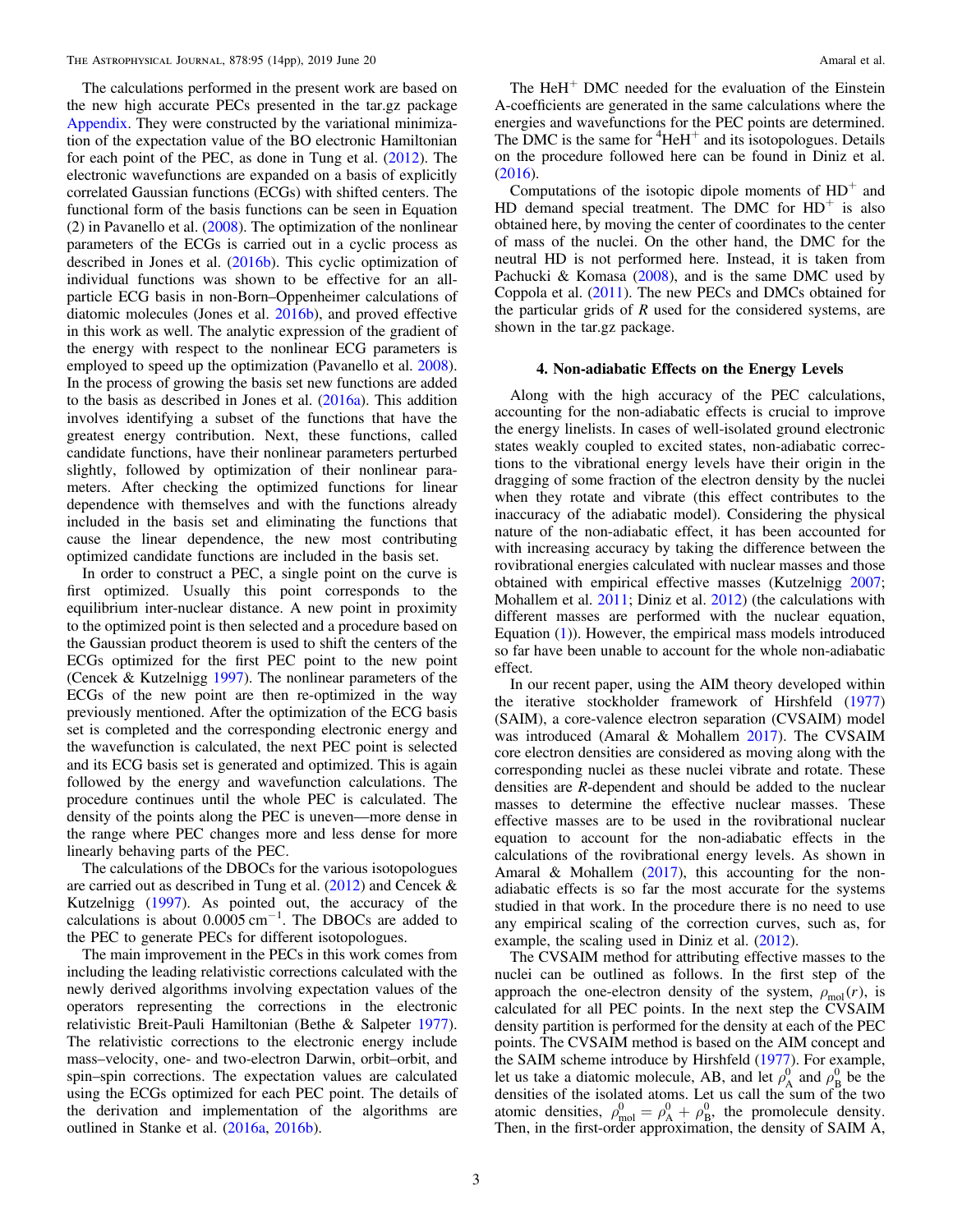The calculations performed in the present work are based on the new high accurate PECs presented in the tar.gz package Appendix. They were constructed by the variational minimization of the expectation value of the BO electronic Hamiltonian for each point of the PEC, as done in Tung et al. (2012). The electronic wavefunctions are expanded on a basis of explicitly correlated Gaussian functions (ECGs) with shifted centers. The functional form of the basis functions can be seen in Equation (2) in Pavanello et al. (2008). The optimization of the nonlinear parameters of the ECGs is carried out in a cyclic process as described in Jones et al. (2016b). This cyclic optimization of individual functions was shown to be effective for an all-particle ECG basis in non-Born–Oppenheimer calculations of diatomic molecules (Jones et al. 2016b), and proved effective in this work as well. The analytic expression of the gradient of the energy with respect to the nonlinear ECG parameters is employed to speed up the optimization (Pavanello et al. 2008). In the process of growing the basis set new functions are added to the basis as described in Jones et al. (2016a). This addition involves identifying a subset of the functions that have the greatest energy contribution. Next, these functions, called candidate functions, have their nonlinear parameters perturbed slightly, followed by optimization of their nonlinear parameters. After checking the optimized functions for linear dependence with themselves and with the functions already included in the basis set and eliminating the functions that cause the linear dependence, the new most contributing optimized candidate functions are included in the basis set.

In order to construct a PEC, a single point on the curve is first optimized. Usually this point corresponds to the equilibrium inter-nuclear distance. A new point in proximity to the optimized point is then selected and a procedure based on the Gaussian product theorem is used to shift the centers of the ECGs optimized for the first PEC point to the new point (Cencek & Kutzelnigg 1997). The nonlinear parameters of the ECGs of the new point are then re-optimized in the way previously mentioned. After the optimization of the ECG basis set is completed and the corresponding electronic energy and the wavefunction is calculated, the next PEC point is selected and its ECG basis set is generated and optimized. This is again followed by the energy and wavefunction calculations. The procedure continues until the whole PEC is calculated. The density of the points along the PEC is uneven—more dense in the range where PEC changes more and less dense for more linearly behaving parts of the PEC.

The calculations of the DBOCs for the various isotopologues are carried out as described in Tung et al. (2012) and Cencek & Kutzelnigg (1997). As pointed out, the accuracy of the calculations is about 0.0005 $\mathrm{cm}^{-1}$. The DBOCs are added to the PEC to generate PECs for different isotopologues.

The main improvement in the PECs in this work comes from including the leading relativistic corrections calculated with the newly derived algorithms involving expectation values of the operators representing the corrections in the electronic relativistic Breit-Pauli Hamiltonian (Bethe & Salpeter 1977). The relativistic corrections to the electronic energy include mass–velocity, one- and two-electron Darwin, orbit–orbit, and spin–spin corrections. The expectation values are calculated using the ECGs optimized for each PEC point. The details of the derivation and implementation of the algorithms are outlined in Stanke et al. (2016a, 2016b).

The $\mathrm{HeH}^+$ DMC needed for the evaluation of the Einstein A-coefficients are generated in the same calculations where the energies and wavefunctions for the PEC points are determined. The DMC is the same for $^4\mathrm{HeH}^+$ and its isotopologues. Details on the procedure followed here can be found in Diniz et al. (2016).

Computations of the isotopic dipole moments of $\mathrm{HD}^+$ and HD demand special treatment. The DMC for $\mathrm{HD}^+$ is also obtained here, by moving the center of coordinates to the center of mass of the nuclei. On the other hand, the DMC for the neutral HD is not performed here. Instead, it is taken from Pachucki & Komasa (2008), and is the same DMC used by Coppola et al. (2011). The new PECs and DMCs obtained for the particular grids of $R$ used for the considered systems, are shown in the tar.gz package.

## 4. Non-adiabatic Effects on the Energy Levels

Along with the high accuracy of the PEC calculations, accounting for the non-adiabatic effects is crucial to improve the energy linelists. In cases of well-isolated ground electronic states weakly coupled to excited states, non-adiabatic corrections to the vibrational energy levels have their origin in the dragging of some fraction of the electron density by the nuclei when they rotate and vibrate (this effect contributes to the inaccuracy of the adiabatic model). Considering the physical nature of the non-adiabatic effect, it has been accounted for with increasing accuracy by taking the difference between the rovibrational energies calculated with nuclear masses and those obtained with empirical effective masses (Kutzelnigg 2007; Mohallem et al. 2011; Diniz et al. 2012) (the calculations with different masses are performed with the nuclear equation, Equation (1)). However, the empirical mass models introduced so far have been unable to account for the whole non-adiabatic effect.

In our recent paper, using the AIM theory developed within the iterative stockholder framework of Hirshfeld (1977) (SAIM), a core-valence electron separation (CVSAIM) model was introduced (Amaral & Mohallem 2017). The CVSAIM core electron densities are considered as moving along with the corresponding nuclei as these nuclei vibrate and rotate. These densities are $R$-dependent and should be added to the nuclear masses to determine the effective nuclear masses. These effective masses are to be used in the rovibrational nuclear equation to account for the non-adiabatic effects in the calculations of the rovibrational energy levels. As shown in Amaral & Mohallem (2017), this accounting for the non-adiabatic effects is so far the most accurate for the systems studied in that work. In the procedure there is no need to use any empirical scaling of the correction curves, such as, for example, the scaling used in Diniz et al. (2012).

The CVSAIM method for attributing effective masses to the nuclei can be outlined as follows. In the first step of the approach the one-electron density of the system, $\rho_{\mathrm{mol}}(r)$, is calculated for all PEC points. In the next step the CVSAIM density partition is performed for the density at each of the PEC points. The CVSAIM method is based on the AIM concept and the SAIM scheme introduce by Hirshfeld (1977). For example, let us take a diatomic molecule, AB, and let $\rho_A^0$ and $\rho_B^0$ be the densities of the isolated atoms. Let us call the sum of the two atomic densities, $\rho_{\mathrm{mol}}^0 = \rho_A^0 + \rho_B^0$, the promolecule density. Then, in the first-order approximation, the density of SAIM A,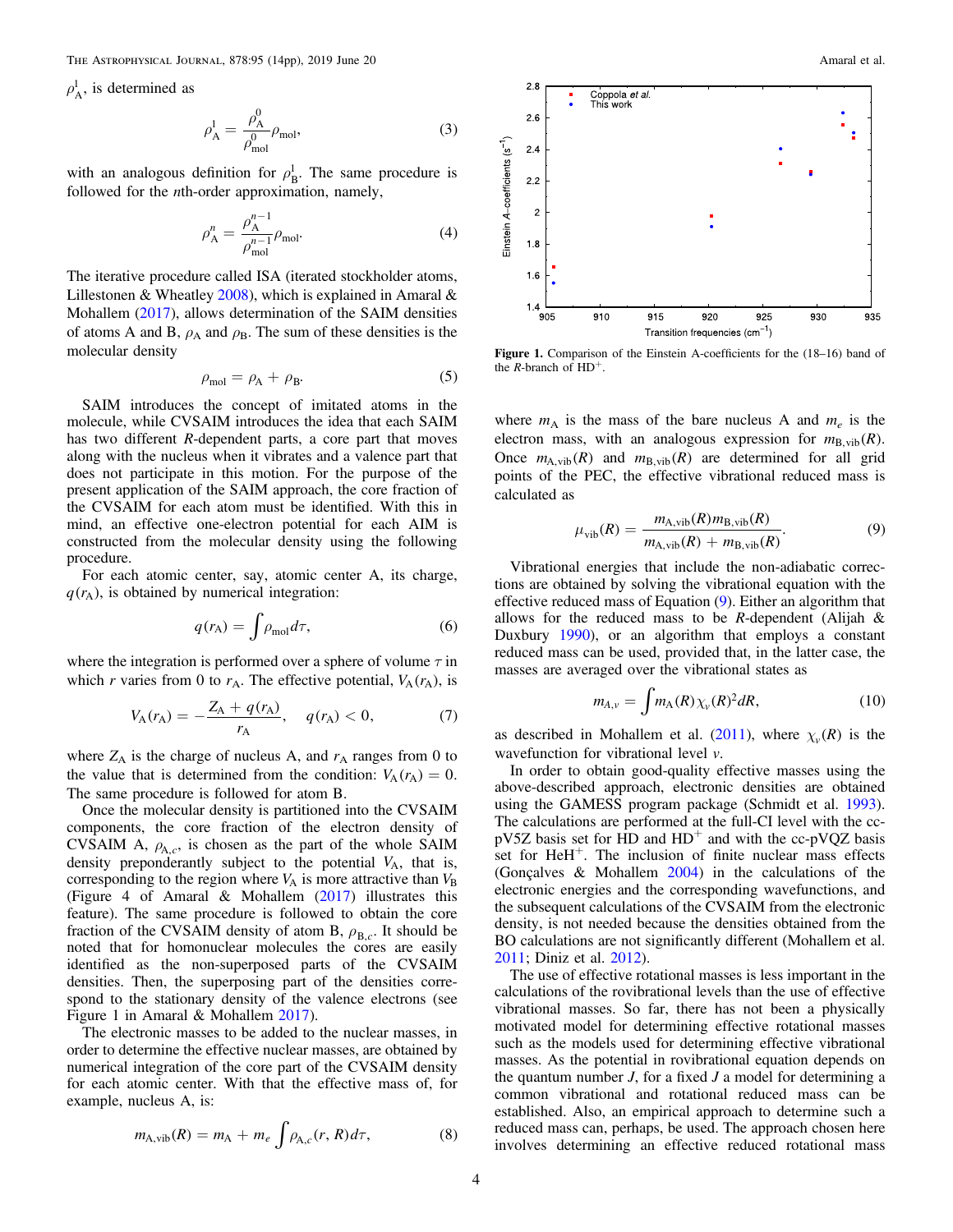$\rho^1_{\rm A}$, is determined as

$$\rho^1_{\rm A} = \frac{\rho^0_{\rm A}}{\rho^0_{\rm mol}}\rho_{\rm mol}, \tag{3}$$

with an analogous definition for $\rho^1_{\rm B}$. The same procedure is followed for the $n$th-order approximation, namely,

$$\rho^n_{\rm A} = \frac{\rho^{n-1}_{\rm A}}{\rho^{n-1}_{\rm mol}}\rho_{\rm mol}. \tag{4}$$

The iterative procedure called ISA (iterated stockholder atoms, Lillestonen & Wheatley 2008), which is explained in Amaral & Mohallem (2017), allows determination of the SAIM densities of atoms A and B, $\rho_{\rm A}$ and $\rho_{\rm B}$. The sum of these densities is the molecular density

$$\rho_{\rm mol} = \rho_{\rm A} + \rho_{\rm B}. \tag{5}$$

SAIM introduces the concept of imitated atoms in the molecule, while CVSAIM introduces the idea that each SAIM has two different $R$-dependent parts, a core part that moves along with the nucleus when it vibrates and a valence part that does not participate in this motion. For the purpose of the present application of the SAIM approach, the core fraction of the CVSAIM for each atom must be identified. With this in mind, an effective one-electron potential for each AIM is constructed from the molecular density using the following procedure.

For each atomic center, say, atomic center A, its charge, $q(r_{\rm A})$, is obtained by numerical integration:

$$q(r_{\rm A}) = \int \rho_{\rm mol} d\tau, \tag{6}$$

where the integration is performed over a sphere of volume $\tau$ in which $r$ varies from 0 to $r_{\rm A}$. The effective potential, $V_{\rm A}(r_{\rm A})$, is

$$V_{\rm A}(r_{\rm A}) = -\frac{Z_{\rm A} + q(r_{\rm A})}{r_{\rm A}}, \quad q(r_{\rm A}) < 0, \tag{7}$$

where $Z_{\rm A}$ is the charge of nucleus A, and $r_{\rm A}$ ranges from 0 to the value that is determined from the condition: $V_{\rm A}(r_{\rm A}) = 0$. The same procedure is followed for atom B.

Once the molecular density is partitioned into the CVSAIM components, the core fraction of the electron density of CVSAIM A, $\rho_{{\rm A},c}$, is chosen as the part of the whole SAIM density preponderantly subject to the potential $V_{\rm A}$, that is, corresponding to the region where $V_{\rm A}$ is more attractive than $V_{\rm B}$ (Figure 4 of Amaral & Mohallem (2017) illustrates this feature). The same procedure is followed to obtain the core fraction of the CVSAIM density of atom B, $\rho_{{\rm B},c}$. It should be noted that for homonuclear molecules the cores are easily identified as the non-superposed parts of the CVSAIM densities. Then, the superposing part of the densities correspond to the stationary density of the valence electrons (see Figure 1 in Amaral & Mohallem 2017).

The electronic masses to be added to the nuclear masses, in order to determine the effective nuclear masses, are obtained by numerical integration of the core part of the CVSAIM density for each atomic center. With that the effective mass of, for example, nucleus A, is:

$$m_{\rm A,vib}(R) = m_{\rm A} + m_e \int \rho_{{\rm A},c}(r, R) d\tau, \tag{8}$$

Figure 1. Comparison of the Einstein A-coefficients for the (18–16) band of the $R$-branch of $HD^+$.

where $m_{\rm A}$ is the mass of the bare nucleus A and $m_e$ is the electron mass, with an analogous expression for $m_{\rm B,vib}(R)$. Once $m_{\rm A,vib}(R)$ and $m_{\rm B,vib}(R)$ are determined for all grid points of the PEC, the effective vibrational reduced mass is calculated as

$$\mu_{\rm vib}(R) = \frac{m_{\rm A,vib}(R)m_{\rm B,vib}(R)}{m_{\rm A,vib}(R) + m_{\rm B,vib}(R)}. \tag{9}$$

Vibrational energies that include the non-adiabatic corrections are obtained by solving the vibrational equation with the effective reduced mass of Equation (9). Either an algorithm that allows for the reduced mass to be $R$-dependent (Alijah & Duxbury 1990), or an algorithm that employs a constant reduced mass can be used, provided that, in the latter case, the masses are averaged over the vibrational states as

$$m_{A,v} = \int m_{\rm A}(R)\chi_v(R)^2 dR, \tag{10}$$

as described in Mohallem et al. (2011), where $\chi_v(R)$ is the wavefunction for vibrational level $v$.

In order to obtain good-quality effective masses using the above-described approach, electronic densities are obtained using the GAMESS program package (Schmidt et al. 1993). The calculations are performed at the full-CI level with the cc-pV5Z basis set for HD and $HD^+$ and with the cc-pVQZ basis set for $HeH^+$. The inclusion of finite nuclear mass effects (Gonçalves & Mohallem 2004) in the calculations of the electronic energies and the corresponding wavefunctions, and the subsequent calculations of the CVSAIM from the electronic density, is not needed because the densities obtained from the BO calculations are not significantly different (Mohallem et al. 2011; Diniz et al. 2012).

The use of effective rotational masses is less important in the calculations of the rovibrational levels than the use of effective vibrational masses. So far, there has not been a physically motivated model for determining effective rotational masses such as the models used for determining effective vibrational masses. As the potential in rovibrational equation depends on the quantum number $J$, for a fixed $J$ a model for determining a common vibrational and rotational reduced mass can be established. Also, an empirical approach to determine such a reduced mass can, perhaps, be used. The approach chosen here involves determining an effective reduced rotational mass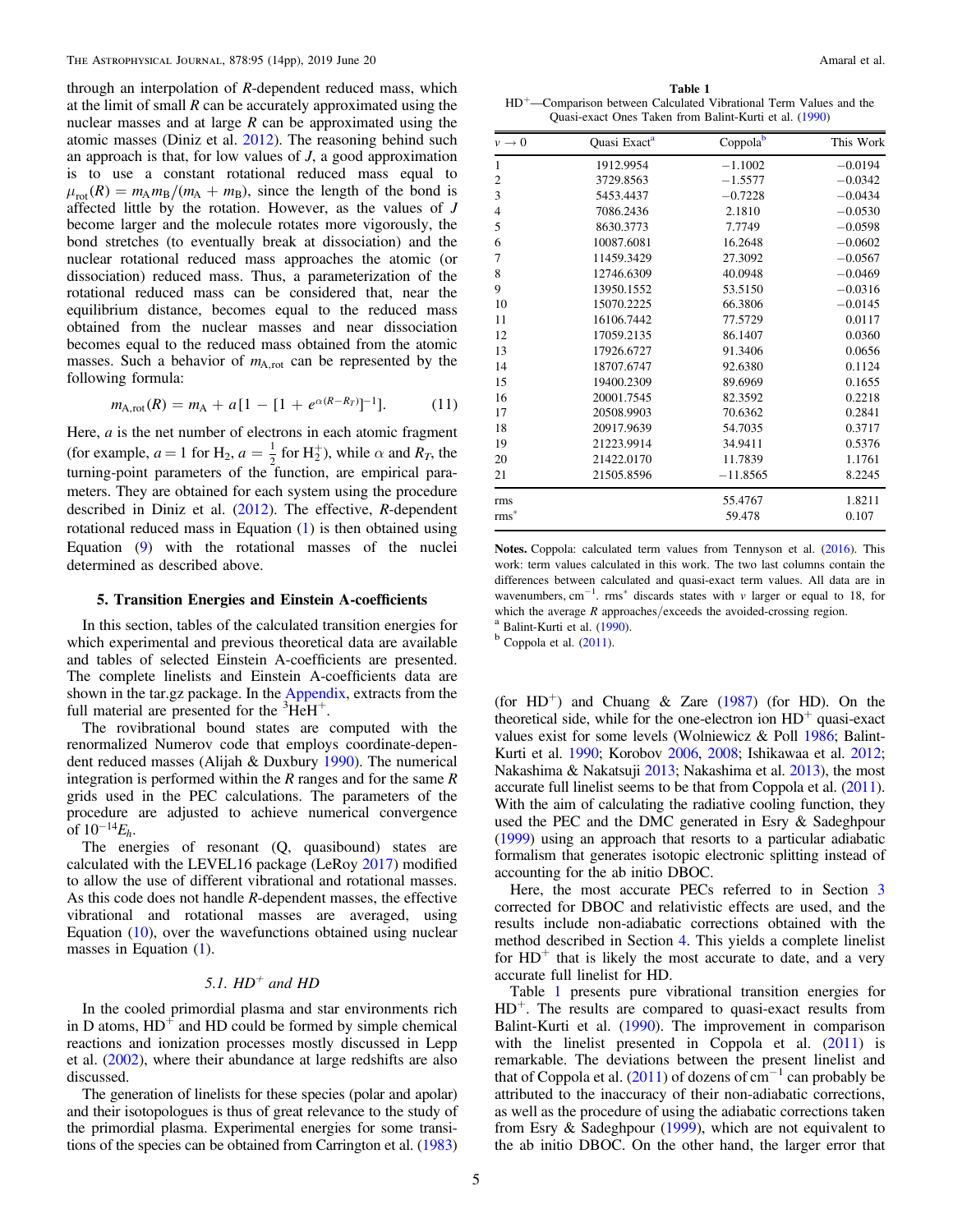through an interpolation of $R$-dependent reduced mass, which at the limit of small $R$ can be accurately approximated using the nuclear masses and at large $R$ can be approximated using the atomic masses (Diniz et al. 2012). The reasoning behind such an approach is that, for low values of $J$, a good approximation is to use a constant rotational reduced mass equal to $\mu_{rot}(R) = m_A m_B/(m_A + m_B)$, since the length of the bond is affected little by the rotation. However, as the values of $J$ become larger and the molecule rotates more vigorously, the bond stretches (to eventually break at dissociation) and the nuclear rotational reduced mass approaches the atomic (or dissociation) reduced mass. Thus, a parameterization of the rotational reduced mass can be considered that, near the equilibrium distance, becomes equal to the reduced mass obtained from the nuclear masses and near dissociation becomes equal to the reduced mass obtained from the atomic masses. Such a behavior of $m_{A,rot}$ can be represented by the following formula:

$$m_{A,rot}(R) = m_A + a[1 - [1 + e^{\alpha(R-R_T)}]^{-1}]. \tag{11}$$

Here, $a$ is the net number of electrons in each atomic fragment (for example, $a = 1$ for $H_2$, $a = \frac{1}{2}$ for $H_2^+$), while $\alpha$ and $R_T$, the turning-point parameters of the function, are empirical parameters. They are obtained for each system using the procedure described in Diniz et al. (2012). The effective, $R$-dependent rotational reduced mass in Equation (1) is then obtained using Equation (9) with the rotational masses of the nuclei determined as described above.

## 5. Transition Energies and Einstein A-coefficients

In this section, tables of the calculated transition energies for which experimental and previous theoretical data are available and tables of selected Einstein A-coefficients are presented. The complete linelists and Einstein A-coefficients data are shown in the tar.gz package. In the Appendix, extracts from the full material are presented for the $^3HeH^+$.

The rovibrational bound states are computed with the renormalized Numerov code that employs coordinate-dependent reduced masses (Alijah & Duxbury 1990). The numerical integration is performed within the $R$ ranges and for the same $R$ grids used in the PEC calculations. The parameters of the procedure are adjusted to achieve numerical convergence of $10^{-14} E_h$.

The energies of resonant (Q, quasibound) states are calculated with the LEVEL16 package (LeRoy 2017) modified to allow the use of different vibrational and rotational masses. As this code does not handle $R$-dependent masses, the effective vibrational and rotational masses are averaged, using Equation (10), over the wavefunctions obtained using nuclear masses in Equation (1).

### 5.1. $HD^+$ and HD

In the cooled primordial plasma and star environments rich in D atoms, $HD^+$ and HD could be formed by simple chemical reactions and ionization processes mostly discussed in Lepp et al. (2002), where their abundance at large redshifts are also discussed.

The generation of linelists for these species (polar and apolar) and their isotopologues is thus of great relevance to the study of the primordial plasma. Experimental energies for some transitions of the species can be obtained from Carrington et al. (1983) (for $HD^+$) and Chuang & Zare (1987) (for HD). On the theoretical side, while for the one-electron ion $HD^+$ quasi-exact values exist for some levels (Wolniewicz & Poll 1986; Balint-Kurti et al. 1990; Korobov 2006, 2008; Ishikawaa et al. 2012; Nakashima & Nakatsuji 2013; Nakashima et al. 2013), the most accurate full linelist seems to be that from Coppola et al. (2011). With the aim of calculating the radiative cooling function, they used the PEC and the DMC generated in Esry & Sadeghpour (1999) using an approach that resorts to a particular adiabatic formalism that generates isotopic electronic splitting instead of accounting for the ab initio DBOC.

Here, the most accurate PECs referred to in Section 3 corrected for DBOC and relativistic effects are used, and the results include non-adiabatic corrections obtained with the method described in Section 4. This yields a complete linelist for $HD^+$ that is likely the most accurate to date, and a very accurate full linelist for HD.

Table 1 presents pure vibrational transition energies for $HD^+$. The results are compared to quasi-exact results from Balint-Kurti et al. (1990). The improvement in comparison with the linelist presented in Coppola et al. (2011) is remarkable. The deviations between the present linelist and that of Coppola et al. (2011) of dozens of cm$^{-1}$ can probably be attributed to the inaccuracy of their non-adiabatic corrections, as well as the procedure of using the adiabatic corrections taken from Esry & Sadeghpour (1999), which are not equivalent to the ab initio DBOC. On the other hand, the larger error that

**Table 1**
$HD^+$—Comparison between Calculated Vibrational Term Values and the Quasi-exact Ones Taken from Balint-Kurti et al. (1990)

| $v \rightarrow 0$ | Quasi Exact[a] | Coppola[b] | This Work |
|---|---|---|---|
| 1 | 1912.9954 | −1.1002 | −0.0194 |
| 2 | 3729.8563 | −1.5577 | −0.0342 |
| 3 | 5453.4437 | −0.7228 | −0.0434 |
| 4 | 7086.2436 | 2.1810 | −0.0530 |
| 5 | 8630.3773 | 7.7749 | −0.0598 |
| 6 | 10087.6081 | 16.2648 | −0.0602 |
| 7 | 11459.3429 | 27.3092 | −0.0567 |
| 8 | 12746.6309 | 40.0948 | −0.0469 |
| 9 | 13950.1552 | 53.5150 | −0.0316 |
| 10 | 15070.2225 | 66.3806 | −0.0145 |
| 11 | 16106.7442 | 77.5729 | 0.0117 |
| 12 | 17059.2135 | 86.1407 | 0.0360 |
| 13 | 17926.6727 | 91.3406 | 0.0656 |
| 14 | 18707.6747 | 92.6380 | 0.1124 |
| 15 | 19400.2309 | 89.6969 | 0.1655 |
| 16 | 20001.7545 | 82.3592 | 0.2218 |
| 17 | 20508.9903 | 70.6362 | 0.2841 |
| 18 | 20917.9639 | 54.7035 | 0.3717 |
| 19 | 21223.9914 | 34.9411 | 0.5376 |
| 20 | 21422.0170 | 11.7839 | 1.1761 |
| 21 | 21505.8596 | −11.8565 | 8.2245 |
| rms | | 55.4767 | 1.8211 |
| rms* | | 59.478 | 0.107 |

**Notes.** Coppola: calculated term values from Tennyson et al. (2016). This work: term values calculated in this work. The two last columns contain the differences between calculated and quasi-exact term values. All data are in wavenumbers, cm$^{-1}$. rms* discards states with $v$ larger or equal to 18, for which the average $R$ approaches/exceeds the avoided-crossing region.
[a] Balint-Kurti et al. (1990).
[b] Coppola et al. (2011).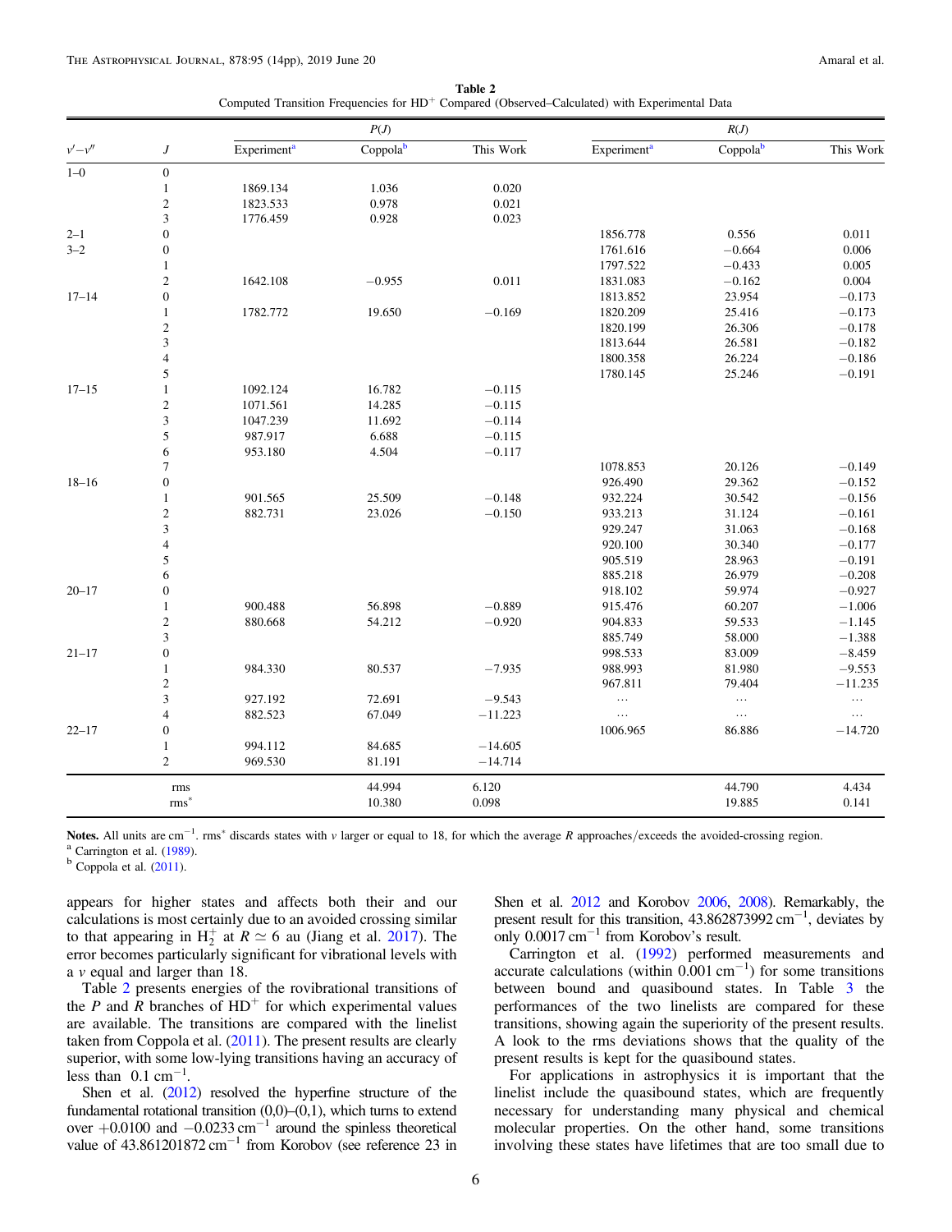Table 2
Computed Transition Frequencies for $HD^+$ Compared (Observed–Calculated) with Experimental Data

| $v'-v''$ | $J$ | $P(J)$ | | | $R(J)$ | | |
|---|---|---|---|---|---|---|---|
| | | Experiment[a] | Coppola[b] | This Work | Experiment[a] | Coppola[b] | This Work |
| 1–0 | 0 | | | | | | |
| | 1 | 1869.134 | 1.036 | 0.020 | | | |
| | 2 | 1823.533 | 0.978 | 0.021 | | | |
| | 3 | 1776.459 | 0.928 | 0.023 | | | |
| 2–1 | 0 | | | | 1856.778 | 0.556 | 0.011 |
| 3–2 | 0 | | | | 1761.616 | −0.664 | 0.006 |
| | 1 | | | | 1797.522 | −0.433 | 0.005 |
| | 2 | 1642.108 | −0.955 | 0.011 | 1831.083 | −0.162 | 0.004 |
| 17–14 | 0 | | | | 1813.852 | 23.954 | −0.173 |
| | 1 | 1782.772 | 19.650 | −0.169 | 1820.209 | 25.416 | −0.173 |
| | 2 | | | | 1820.199 | 26.306 | −0.178 |
| | 3 | | | | 1813.644 | 26.581 | −0.182 |
| | 4 | | | | 1800.358 | 26.224 | −0.186 |
| | 5 | | | | 1780.145 | 25.246 | −0.191 |
| 17–15 | 1 | 1092.124 | 16.782 | −0.115 | | | |
| | 2 | 1071.561 | 14.285 | −0.115 | | | |
| | 3 | 1047.239 | 11.692 | −0.114 | | | |
| | 5 | 987.917 | 6.688 | −0.115 | | | |
| | 6 | 953.180 | 4.504 | −0.117 | | | |
| | 7 | | | | 1078.853 | 20.126 | −0.149 |
| 18–16 | 0 | | | | 926.490 | 29.362 | −0.152 |
| | 1 | 901.565 | 25.509 | −0.148 | 932.224 | 30.542 | −0.156 |
| | 2 | 882.731 | 23.026 | −0.150 | 933.213 | 31.124 | −0.161 |
| | 3 | | | | 929.247 | 31.063 | −0.168 |
| | 4 | | | | 920.100 | 30.340 | −0.177 |
| | 5 | | | | 905.519 | 28.963 | −0.191 |
| | 6 | | | | 885.218 | 26.979 | −0.208 |
| 20–17 | 0 | | | | 918.102 | 59.974 | −0.927 |
| | 1 | 900.488 | 56.898 | −0.889 | 915.476 | 60.207 | −1.006 |
| | 2 | 880.668 | 54.212 | −0.920 | 904.833 | 59.533 | −1.145 |
| | 3 | | | | 885.749 | 58.000 | −1.388 |
| 21–17 | 0 | | | | 998.533 | 83.009 | −8.459 |
| | 1 | 984.330 | 80.537 | −7.935 | 988.993 | 81.980 | −9.553 |
| | 2 | | | | 967.811 | 79.404 | −11.235 |
| | 3 | 927.192 | 72.691 | −9.543 | … | … | … |
| | 4 | 882.523 | 67.049 | −11.223 | … | … | … |
| 22–17 | 0 | | | | 1006.965 | 86.886 | −14.720 |
| | 1 | 994.112 | 84.685 | −14.605 | | | |
| | 2 | 969.530 | 81.191 | −14.714 | | | |
| | rms | | 44.994 | 6.120 | | 44.790 | 4.434 |
| | rms* | | 10.380 | 0.098 | | 19.885 | 0.141 |

**Notes.** All units are $cm^{-1}$. rms* discards states with $v$ larger or equal to 18, for which the average $R$ approaches/exceeds the avoided-crossing region.
[a] Carrington et al. (1989).
[b] Coppola et al. (2011).

appears for higher states and affects both their and our calculations is most certainly due to an avoided crossing similar to that appearing in $H_2^+$ at $R \simeq 6$ au (Jiang et al. 2017). The error becomes particularly significant for vibrational levels with a $v$ equal and larger than 18.

Table 2 presents energies of the rovibrational transitions of the $P$ and $R$ branches of $HD^+$ for which experimental values are available. The transitions are compared with the linelist taken from Coppola et al. (2011). The present results are clearly superior, with some low-lying transitions having an accuracy of less than $0.1\ cm^{-1}$.

Shen et al. (2012) resolved the hyperfine structure of the fundamental rotational transition (0,0)–(0,1), which turns to extend over $+0.0100$ and $-0.0233\ cm^{-1}$ around the spinless theoretical value of $43.861201872\ cm^{-1}$ from Korobov (see reference 23 in Shen et al. 2012 and Korobov 2006, 2008). Remarkably, the present result for this transition, $43.862873992\ cm^{-1}$, deviates by only $0.0017\ cm^{-1}$ from Korobov's result.

Carrington et al. (1992) performed measurements and accurate calculations (within $0.001\ cm^{-1}$) for some transitions between bound and quasibound states. In Table 3 the performances of the two linelists are compared for these transitions, showing again the superiority of the present results. A look to the rms deviations shows that the quality of the present results is kept for the quasibound states.

For applications in astrophysics it is important that the linelist include the quasibound states, which are frequently necessary for understanding many physical and chemical molecular properties. On the other hand, some transitions involving these states have lifetimes that are too small due to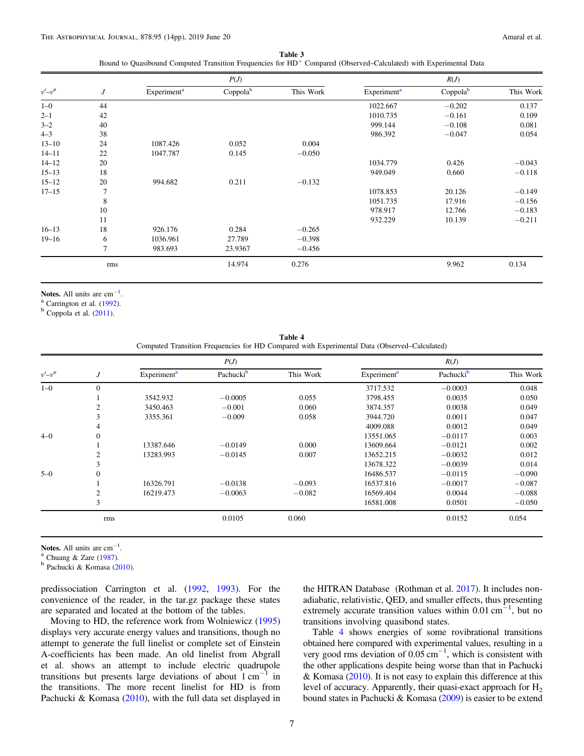**Table 3**
Bound to Quasibound Computed Transition Frequencies for $HD^+$ Compared (Observed–Calculated) with Experimental Data

| | | $P(J)$ | | | $R(J)$ | | |
|---|---|---|---|---|---|---|---|
| $v'$–$v''$ | $J$ | Experiment[a] | Coppola[b] | This Work | Experiment[a] | Coppola[b] | This Work |
| 1–0 | 44 | | | | 1022.667 | −0.202 | 0.137 |
| 2–1 | 42 | | | | 1010.735 | −0.161 | 0.109 |
| 3–2 | 40 | | | | 999.144 | −0.108 | 0.081 |
| 4–3 | 38 | | | | 986.392 | −0.047 | 0.054 |
| 13–10 | 24 | 1087.426 | 0.052 | 0.004 | | | |
| 14–11 | 22 | 1047.787 | 0.145 | −0.050 | | | |
| 14–12 | 20 | | | | 1034.779 | 0.426 | −0.043 |
| 15–13 | 18 | | | | 949.049 | 0.660 | −0.118 |
| 15–12 | 20 | 994.682 | 0.211 | −0.132 | | | |
| 17–15 | 7 | | | | 1078.853 | 20.126 | −0.149 |
| | 8 | | | | 1051.735 | 17.916 | −0.156 |
| | 10 | | | | 978.917 | 12.766 | −0.183 |
| | 11 | | | | 932.229 | 10.139 | −0.211 |
| 16–13 | 18 | 926.176 | 0.284 | −0.265 | | | |
| 19–16 | 6 | 1036.961 | 27.789 | −0.398 | | | |
| | 7 | 983.693 | 23.9367 | −0.456 | | | |
| | rms | | 14.974 | 0.276 | | 9.962 | 0.134 |

**Notes.** All units are $cm^{-1}$.
[a] Carrington et al. (1992).
[b] Coppola et al. (2011).

**Table 4**
Computed Transition Frequencies for HD Compared with Experimental Data (Observed–Calculated)

| | | $P(J)$ | | | $R(J)$ | | |
|---|---|---|---|---|---|---|---|
| $v'$–$v''$ | $J$ | Experiment[a] | Pachucki[b] | This Work | Experiment[a] | Pachucki[b] | This Work |
| 1–0 | 0 | | | | 3717.532 | −0.0003 | 0.048 |
| | 1 | 3542.932 | −0.0005 | 0.055 | 3798.455 | 0.0035 | 0.050 |
| | 2 | 3450.463 | −0.001 | 0.060 | 3874.357 | 0.0038 | 0.049 |
| | 3 | 3355.361 | −0.009 | 0.058 | 3944.720 | 0.0011 | 0.047 |
| | 4 | | | | 4009.088 | 0.0012 | 0.049 |
| 4–0 | 0 | | | | 13551.065 | −0.0117 | 0.003 |
| | 1 | 13387.646 | −0.0149 | 0.000 | 13609.664 | −0.0121 | 0.002 |
| | 2 | 13283.993 | −0.0145 | 0.007 | 13652.215 | −0.0032 | 0.012 |
| | 3 | | | | 13678.322 | −0.0039 | 0.014 |
| 5–0 | 0 | | | | 16486.537 | −0.0115 | −0.090 |
| | 1 | 16326.791 | −0.0138 | −0.093 | 16537.816 | −0.0017 | −0.087 |
| | 2 | 16219.473 | −0.0063 | −0.082 | 16569.404 | 0.0044 | −0.088 |
| | 3 | | | | 16581.008 | 0.0501 | −0.050 |
| | rms | | 0.0105 | 0.060 | | 0.0152 | 0.054 |

**Notes.** All units are $cm^{-1}$.
[a] Chuang & Zare (1987).
[b] Pachucki & Komasa (2010).

predissociation Carrington et al. (1992, 1993). For the convenience of the reader, in the tar.gz package these states are separated and located at the bottom of the tables.

Moving to HD, the reference work from Wolniewicz (1995) displays very accurate energy values and transitions, though no attempt to generate the full linelist or complete set of Einstein A-coefficients has been made. An old linelist from Abgrall et al. shows an attempt to include electric quadrupole transitions but presents large deviations of about 1 $cm^{-1}$ in the transitions. The more recent linelist for HD is from Pachucki & Komasa (2010), with the full data set displayed in the HITRAN Database (Rothman et al. 2017). It includes non-adiabatic, relativistic, QED, and smaller effects, thus presenting extremely accurate transition values within 0.01 $cm^{-1}$, but no transitions involving quasibond states.

Table 4 shows energies of some rovibrational transitions obtained here compared with experimental values, resulting in a very good rms deviation of 0.05 $cm^{-1}$, which is consistent with the other applications despite being worse than that in Pachucki & Komasa (2010). It is not easy to explain this difference at this level of accuracy. Apparently, their quasi-exact approach for $H_2$ bound states in Pachucki & Komasa (2009) is easier to be extend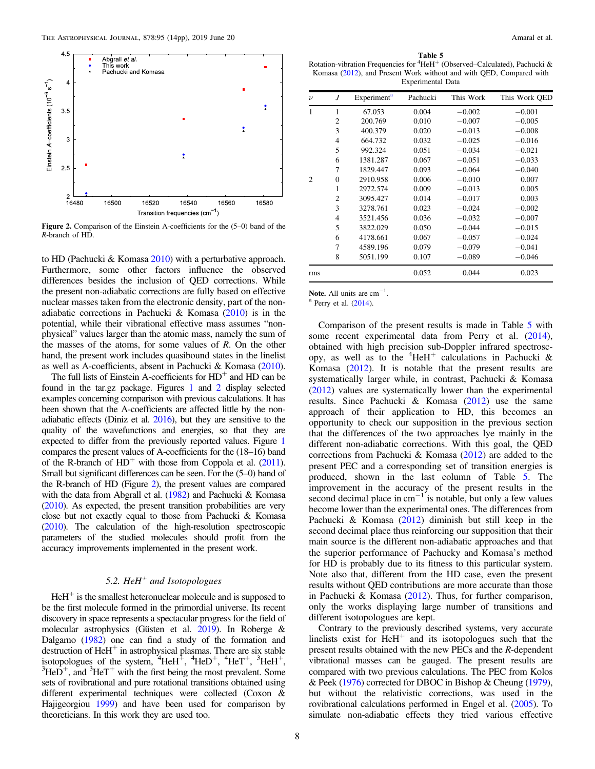Figure 2. Comparison of the Einstein A-coefficients for the (5–0) band of the $R$-branch of HD.

to HD (Pachucki & Komasa 2010) with a perturbative approach. Furthermore, some other factors influence the observed differences besides the inclusion of QED corrections. While the present non-adiabatic corrections are fully based on effective nuclear masses taken from the electronic density, part of the non-adiabatic corrections in Pachucki & Komasa (2010) is in the potential, while their vibrational effective mass assumes "non-physical" values larger than the atomic mass, namely the sum of the masses of the atoms, for some values of $R$. On the other hand, the present work includes quasibound states in the linelist as well as A-coefficients, absent in Pachucki & Komasa (2010).

The full lists of Einstein A-coefficients for $HD^+$ and HD can be found in the tar.gz package. Figures 1 and 2 display selected examples concerning comparison with previous calculations. It has been shown that the A-coefficients are affected little by the non-adiabatic effects (Diniz et al. 2016), but they are sensitive to the quality of the wavefunctions and energies, so that they are expected to differ from the previously reported values. Figure 1 compares the present values of A-coefficients for the (18–16) band of the R-branch of $HD^+$ with those from Coppola et al. (2011). Small but significant differences can be seen. For the (5–0) band of the R-branch of HD (Figure 2), the present values are compared with the data from Abgrall et al. (1982) and Pachucki & Komasa (2010). As expected, the present transition probabilities are very close but not exactly equal to those from Pachucki & Komasa (2010). The calculation of the high-resolution spectroscopic parameters of the studied molecules should profit from the accuracy improvements implemented in the present work.

### 5.2. $HeH^+$ and Isotopologues

$HeH^+$ is the smallest heteronuclear molecule and is supposed to be the first molecule formed in the primordial universe. Its recent discovery in space represents a spectacular progress for the field of molecular astrophysics (Güsten et al. 2019). In Roberge & Dalgarno (1982) one can find a study of the formation and destruction of $HeH^+$ in astrophysical plasmas. There are six stable isotopologues of the system, $^4HeH^+$, $^4HeD^+$, $^4HeT^+$, $^3HeH^+$, $^3HeD^+$, and $^3HeT^+$ with the first being the most prevalent. Some sets of rovibrational and pure rotational transitions obtained using different experimental techniques were collected (Coxon & Hajigeorgiou 1999) and have been used for comparison by theoreticians. In this work they are used too.

**Table 5**
Rotation-vibration Frequencies for $^4HeH^+$ (Observed–Calculated), Pachucki & Komasa (2012), and Present Work without and with QED, Compared with Experimental Data

| $v$ | $J$ | Experiment[a] | Pachucki | This Work | This Work QED |
|---|---|---|---|---|---|
| 1 | 1 | 67.053 | 0.004 | −0.002 | −0.001 |
| | 2 | 200.769 | 0.010 | −0.007 | −0.005 |
| | 3 | 400.379 | 0.020 | −0.013 | −0.008 |
| | 4 | 664.732 | 0.032 | −0.025 | −0.016 |
| | 5 | 992.324 | 0.051 | −0.034 | −0.021 |
| | 6 | 1381.287 | 0.067 | −0.051 | −0.033 |
| | 7 | 1829.447 | 0.093 | −0.064 | −0.040 |
| 2 | 0 | 2910.958 | 0.006 | −0.010 | 0.007 |
| | 1 | 2972.574 | 0.009 | −0.013 | 0.005 |
| | 2 | 3095.427 | 0.014 | −0.017 | 0.003 |
| | 3 | 3278.761 | 0.023 | −0.024 | −0.002 |
| | 4 | 3521.456 | 0.036 | −0.032 | −0.007 |
| | 5 | 3822.029 | 0.050 | −0.044 | −0.015 |
| | 6 | 4178.661 | 0.067 | −0.057 | −0.024 |
| | 7 | 4589.196 | 0.079 | −0.079 | −0.041 |
| | 8 | 5051.199 | 0.107 | −0.089 | −0.046 |
| rms | | | 0.052 | 0.044 | 0.023 |

**Note.** All units are $cm^{-1}$.
[a] Perry et al. (2014).

Comparison of the present results is made in Table 5 with some recent experimental data from Perry et al. (2014), obtained with high precision sub-Doppler infrared spectroscopy, as well as to the $^4HeH^+$ calculations in Pachucki & Komasa (2012). It is notable that the present results are systematically larger while, in contrast, Pachucki & Komasa (2012) values are systematically lower than the experimental results. Since Pachucki & Komasa (2012) use the same approach of their application to HD, this becomes an opportunity to check our supposition in the previous section that the differences of the two approaches lye mainly in the different non-adiabatic corrections. With this goal, the QED corrections from Pachucki & Komasa (2012) are added to the present PEC and a corresponding set of transition energies is produced, shown in the last column of Table 5. The improvement in the accuracy of the present results in the second decimal place in $cm^{-1}$ is notable, but only a few values become lower than the experimental ones. The differences from Pachucki & Komasa (2012) diminish but still keep in the second decimal place thus reinforcing our supposition that their main source is the different non-adiabatic approaches and that the superior performance of Pachucky and Komasa's method for HD is probably due to its fitness to this particular system. Note also that, different from the HD case, even the present results without QED contributions are more accurate than those in Pachucki & Komasa (2012). Thus, for further comparison, only the works displaying large number of transitions and different isotopologues are kept.

Contrary to the previously described systems, very accurate linelists exist for $HeH^+$ and its isotopologues such that the present results obtained with the new PECs and the $R$-dependent vibrational masses can be gauged. The present results are compared with two previous calculations. The PEC from Kolos & Peek (1976) corrected for DBOC in Bishop & Cheung (1979), but without the relativistic corrections, was used in the rovibrational calculations performed in Engel et al. (2005). To simulate non-adiabatic effects they tried various effective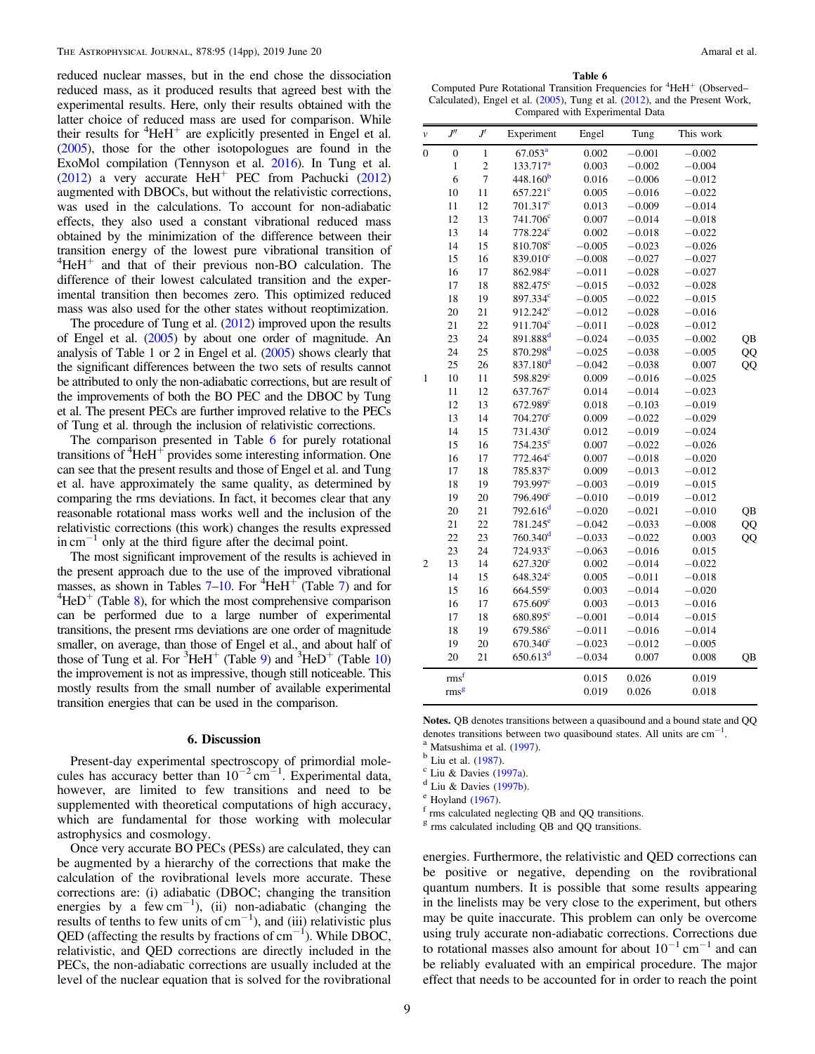reduced nuclear masses, but in the end chose the dissociation reduced mass, as it produced results that agreed best with the experimental results. Here, only their results obtained with the latter choice of reduced mass are used for comparison. While their results for $^4$HeH$^+$ are explicitly presented in Engel et al. (2005), those for the other isotopologues are found in the ExoMol compilation (Tennyson et al. 2016). In Tung et al. (2012) a very accurate HeH$^+$ PEC from Pachucki (2012) augmented with DBOCs, but without the relativistic corrections, was used in the calculations. To account for non-adiabatic effects, they also used a constant vibrational reduced mass obtained by the minimization of the difference between their transition energy of the lowest pure vibrational transition of $^4$HeH$^+$ and that of their previous non-BO calculation. The difference of their lowest calculated transition and the experimental transition then becomes zero. This optimized reduced mass was also used for the other states without reoptimization.

The procedure of Tung et al. (2012) improved upon the results of Engel et al. (2005) by about one order of magnitude. An analysis of Table 1 or 2 in Engel et al. (2005) shows clearly that the significant differences between the two sets of results cannot be attributed to only the non-adiabatic corrections, but are result of the improvements of both the BO PEC and the DBOC by Tung et al. The present PECs are further improved relative to the PECs of Tung et al. through the inclusion of relativistic corrections.

The comparison presented in Table 6 for purely rotational transitions of $^4$HeH$^+$ provides some interesting information. One can see that the present results and those of Engel et al. and Tung et al. have approximately the same quality, as determined by comparing the rms deviations. In fact, it becomes clear that any reasonable rotational mass works well and the inclusion of the relativistic corrections (this work) changes the results expressed in cm$^{-1}$ only at the third figure after the decimal point.

The most significant improvement of the results is achieved in the present approach due to the use of the improved vibrational masses, as shown in Tables 7–10. For $^4$HeH$^+$ (Table 7) and for $^4$HeD$^+$ (Table 8), for which the most comprehensive comparison can be performed due to a large number of experimental transitions, the present rms deviations are one order of magnitude smaller, on average, than those of Engel et al., and about half of those of Tung et al. For $^3$HeH$^+$ (Table 9) and $^3$HeD$^+$ (Table 10) the improvement is not as impressive, though still noticeable. This mostly results from the small number of available experimental transition energies that can be used in the comparison.

**Table 6**
Computed Pure Rotational Transition Frequencies for $^4$HeH$^+$ (Observed–Calculated), Engel et al. (2005), Tung et al. (2012), and the Present Work, Compared with Experimental Data

| $v$ | $J''$ | $J'$ | Experiment | Engel | Tung | This work | |
|---|---|---|---|---|---|---|---|
| 0 | 0 | 1 | 67.053[a] | 0.002 | −0.001 | −0.002 | |
| | 1 | 2 | 133.717[a] | 0.003 | −0.002 | −0.004 | |
| | 6 | 7 | 448.160[b] | 0.016 | −0.006 | −0.012 | |
| | 10 | 11 | 657.221[c] | 0.005 | −0.016 | −0.022 | |
| | 11 | 12 | 701.317[c] | 0.013 | −0.009 | −0.014 | |
| | 12 | 13 | 741.706[c] | 0.007 | −0.014 | −0.018 | |
| | 13 | 14 | 778.224[c] | 0.002 | −0.018 | −0.022 | |
| | 14 | 15 | 810.708[c] | −0.005 | −0.023 | −0.026 | |
| | 15 | 16 | 839.010[c] | −0.008 | −0.027 | −0.027 | |
| | 16 | 17 | 862.984[c] | −0.011 | −0.028 | −0.027 | |
| | 17 | 18 | 882.475[c] | −0.015 | −0.032 | −0.028 | |
| | 18 | 19 | 897.334[c] | −0.005 | −0.022 | −0.015 | |
| | 20 | 21 | 912.242[c] | −0.012 | −0.028 | −0.016 | |
| | 21 | 22 | 911.704[c] | −0.011 | −0.028 | −0.012 | |
| | 23 | 24 | 891.888[d] | −0.024 | −0.035 | −0.002 | QB |
| | 24 | 25 | 870.298[d] | −0.025 | −0.038 | −0.005 | QQ |
| | 25 | 26 | 837.180[d] | −0.042 | −0.038 | 0.007 | QQ |
| 1 | 10 | 11 | 598.829[c] | 0.009 | −0.016 | −0.025 | |
| | 11 | 12 | 637.767[c] | 0.014 | −0.014 | −0.023 | |
| | 12 | 13 | 672.989[c] | 0.018 | −0.103 | −0.019 | |
| | 13 | 14 | 704.270[c] | 0.009 | −0.022 | −0.029 | |
| | 14 | 15 | 731.430[c] | 0.012 | −0.019 | −0.024 | |
| | 15 | 16 | 754.235[c] | 0.007 | −0.022 | −0.026 | |
| | 16 | 17 | 772.464[c] | 0.007 | −0.018 | −0.020 | |
| | 17 | 18 | 785.837[c] | 0.009 | −0.013 | −0.012 | |
| | 18 | 19 | 793.997[c] | −0.003 | −0.019 | −0.015 | |
| | 19 | 20 | 796.490[c] | −0.010 | −0.019 | −0.012 | |
| | 20 | 21 | 792.616[d] | −0.020 | −0.021 | −0.010 | QB |
| | 21 | 22 | 781.245[e] | −0.042 | −0.033 | −0.008 | QQ |
| | 22 | 23 | 760.340[d] | −0.033 | −0.022 | 0.003 | QQ |
| | 23 | 24 | 724.933[e] | −0.063 | −0.016 | 0.015 | |
| 2 | 13 | 14 | 627.320[c] | 0.002 | −0.014 | −0.022 | |
| | 14 | 15 | 648.324[c] | 0.005 | −0.011 | −0.018 | |
| | 15 | 16 | 664.559[c] | 0.003 | −0.014 | −0.020 | |
| | 16 | 17 | 675.609[c] | 0.003 | −0.013 | −0.016 | |
| | 17 | 18 | 680.895[c] | −0.001 | −0.014 | −0.015 | |
| | 18 | 19 | 679.586[c] | −0.011 | −0.016 | −0.014 | |
| | 19 | 20 | 670.340[c] | −0.023 | −0.012 | −0.005 | |
| | 20 | 21 | 650.613[d] | −0.034 | 0.007 | 0.008 | QB |
| | rms[f] | | | 0.015 | 0.026 | 0.019 | |
| | rms[g] | | | 0.019 | 0.026 | 0.018 | |

**Notes.** QB denotes transitions between a quasibound and a bound state and QQ denotes transitions between two quasibound states. All units are cm$^{-1}$.
[a] Matsushima et al. (1997).
[b] Liu et al. (1987).
[c] Liu & Davies (1997a).
[d] Liu & Davies (1997b).
[e] Hoyland (1967).
[f] rms calculated neglecting QB and QQ transitions.
[g] rms calculated including QB and QQ transitions.

## 6. Discussion

Present-day experimental spectroscopy of primordial molecules has accuracy better than $10^{-2}$ cm$^{-1}$. Experimental data, however, are limited to few transitions and need to be supplemented with theoretical computations of high accuracy, which are fundamental for those working with molecular astrophysics and cosmology.

Once very accurate BO PECs (PESs) are calculated, they can be augmented by a hierarchy of the corrections that make the calculation of the rovibrational levels more accurate. These corrections are: (i) adiabatic (DBOC; changing the transition energies by a few cm$^{-1}$), (ii) non-adiabatic (changing the results of tenths to few units of cm$^{-1}$), and (iii) relativistic plus QED (affecting the results by fractions of cm$^{-1}$). While DBOC, relativistic, and QED corrections are directly included in the PECs, the non-adiabatic corrections are usually included at the level of the nuclear equation that is solved for the rovibrational energies. Furthermore, the relativistic and QED corrections can be positive or negative, depending on the rovibrational quantum numbers. It is possible that some results appearing in the linelists may be very close to the experiment, but others may be quite inaccurate. This problem can only be overcome using truly accurate non-adiabatic corrections. Corrections due to rotational masses also amount for about $10^{-1}$ cm$^{-1}$ and can be reliably evaluated with an empirical procedure. The major effect that needs to be accounted for in order to reach the point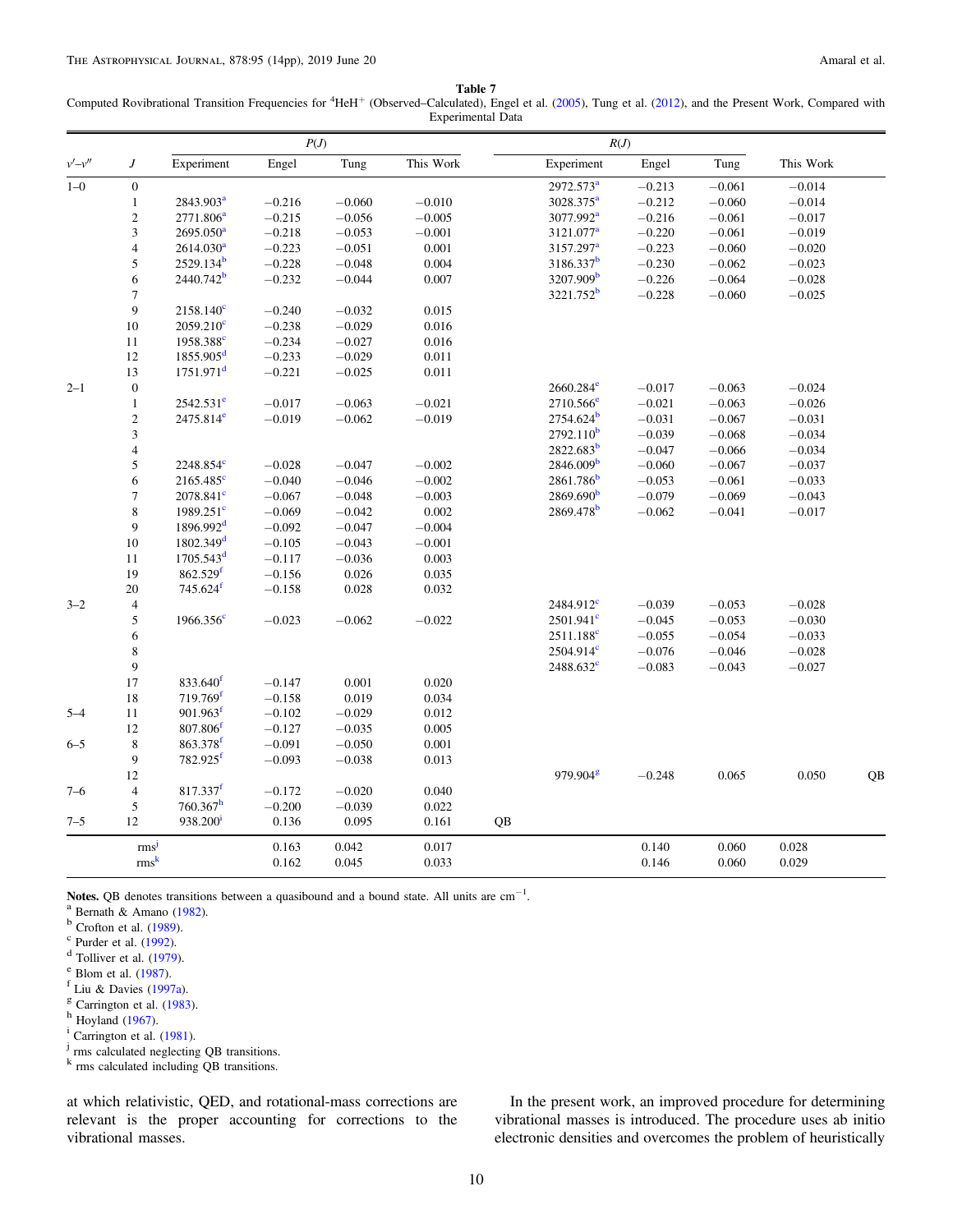**Table 7**
Computed Rovibrational Transition Frequencies for $^4HeH^+$ (Observed–Calculated), Engel et al. (2005), Tung et al. (2012), and the Present Work, Compared with Experimental Data

| $v'$–$v''$ | $J$ | $P(J)$ Experiment | Engel | Tung | This Work | | $R(J)$ Experiment | Engel | Tung | This Work | |
|---|---|---|---|---|---|---|---|---|---|---|---|
| 1–0 | 0 | | | | | | 2972.573[a] | −0.213 | −0.061 | −0.014 | |
| | 1 | 2843.903[a] | −0.216 | −0.060 | −0.010 | | 3028.375[a] | −0.212 | −0.060 | −0.014 | |
| | 2 | 2771.806[a] | −0.215 | −0.056 | −0.005 | | 3077.992[a] | −0.216 | −0.061 | −0.017 | |
| | 3 | 2695.050[a] | −0.218 | −0.053 | −0.001 | | 3121.077[a] | −0.220 | −0.061 | −0.019 | |
| | 4 | 2614.030[a] | −0.223 | −0.051 | 0.001 | | 3157.297[a] | −0.223 | −0.060 | −0.020 | |
| | 5 | 2529.134[b] | −0.228 | −0.048 | 0.004 | | 3186.337[b] | −0.230 | −0.062 | −0.023 | |
| | 6 | 2440.742[b] | −0.232 | −0.044 | 0.007 | | 3207.909[b] | −0.226 | −0.064 | −0.028 | |
| | 7 | | | | | | 3221.752[b] | −0.228 | −0.060 | −0.025 | |
| | 9 | 2158.140[c] | −0.240 | −0.032 | 0.015 | | | | | | |
| | 10 | 2059.210[c] | −0.238 | −0.029 | 0.016 | | | | | | |
| | 11 | 1958.388[c] | −0.234 | −0.027 | 0.016 | | | | | | |
| | 12 | 1855.905[d] | −0.233 | −0.029 | 0.011 | | | | | | |
| | 13 | 1751.971[d] | −0.221 | −0.025 | 0.011 | | | | | | |
| 2–1 | 0 | | | | | | 2660.284[e] | −0.017 | −0.063 | −0.024 | |
| | 1 | 2542.531[e] | −0.017 | −0.063 | −0.021 | | 2710.566[e] | −0.021 | −0.063 | −0.026 | |
| | 2 | 2475.814[e] | −0.019 | −0.062 | −0.019 | | 2754.624[b] | −0.031 | −0.067 | −0.031 | |
| | 3 | | | | | | 2792.110[b] | −0.039 | −0.068 | −0.034 | |
| | 4 | | | | | | 2822.683[b] | −0.047 | −0.066 | −0.034 | |
| | 5 | 2248.854[c] | −0.028 | −0.047 | −0.002 | | 2846.009[b] | −0.060 | −0.067 | −0.037 | |
| | 6 | 2165.485[c] | −0.040 | −0.046 | −0.002 | | 2861.786[b] | −0.053 | −0.061 | −0.033 | |
| | 7 | 2078.841[c] | −0.067 | −0.048 | −0.003 | | 2869.690[b] | −0.079 | −0.069 | −0.043 | |
| | 8 | 1989.251[c] | −0.069 | −0.042 | 0.002 | | 2869.478[b] | −0.062 | −0.041 | −0.017 | |
| | 9 | 1896.992[d] | −0.092 | −0.047 | −0.004 | | | | | | |
| | 10 | 1802.349[d] | −0.105 | −0.043 | −0.001 | | | | | | |
| | 11 | 1705.543[d] | −0.117 | −0.036 | 0.003 | | | | | | |
| | 19 | 862.529[f] | −0.156 | 0.026 | 0.035 | | | | | | |
| | 20 | 745.624[f] | −0.158 | 0.028 | 0.032 | | | | | | |
| 3–2 | 4 | | | | | | 2484.912[c] | −0.039 | −0.053 | −0.028 | |
| | 5 | 1966.356[c] | −0.023 | −0.062 | −0.022 | | 2501.941[c] | −0.045 | −0.053 | −0.030 | |
| | 6 | | | | | | 2511.188[c] | −0.055 | −0.054 | −0.033 | |
| | 8 | | | | | | 2504.914[c] | −0.076 | −0.046 | −0.028 | |
| | 9 | | | | | | 2488.632[c] | −0.083 | −0.043 | −0.027 | |
| | 17 | 833.640[f] | −0.147 | 0.001 | 0.020 | | | | | | |
| | 18 | 719.769[f] | −0.158 | 0.019 | 0.034 | | | | | | |
| 5–4 | 11 | 901.963[f] | −0.102 | −0.029 | 0.012 | | | | | | |
| | 12 | 807.806[f] | −0.127 | −0.035 | 0.005 | | | | | | |
| 6–5 | 8 | 863.378[f] | −0.091 | −0.050 | 0.001 | | | | | | |
| | 9 | 782.925[f] | −0.093 | −0.038 | 0.013 | | | | | | |
| | 12 | | | | | | 979.904[g] | −0.248 | 0.065 | 0.050 | QB |
| 7–6 | 4 | 817.337[f] | −0.172 | −0.020 | 0.040 | | | | | | |
| | 5 | 760.367[h] | −0.200 | −0.039 | 0.022 | | | | | | |
| 7–5 | 12 | 938.200[i] | 0.136 | 0.095 | 0.161 | QB | | | | | |
| | rms[j] | | 0.163 | 0.042 | 0.017 | | | 0.140 | 0.060 | 0.028 | |
| | rms[k] | | 0.162 | 0.045 | 0.033 | | | 0.146 | 0.060 | 0.029 | |

**Notes.** QB denotes transitions between a quasibound and a bound state. All units are $cm^{-1}$.
[a] Bernath & Amano (1982).
[b] Crofton et al. (1989).
[c] Purder et al. (1992).
[d] Tolliver et al. (1979).
[e] Blom et al. (1987).
[f] Liu & Davies (1997a).
[g] Carrington et al. (1983).
[h] Hoyland (1967).
[i] Carrington et al. (1981).
[j] rms calculated neglecting QB transitions.
[k] rms calculated including QB transitions.

at which relativistic, QED, and rotational-mass corrections are relevant is the proper accounting for corrections to the vibrational masses.

In the present work, an improved procedure for determining vibrational masses is introduced. The procedure uses ab initio electronic densities and overcomes the problem of heuristically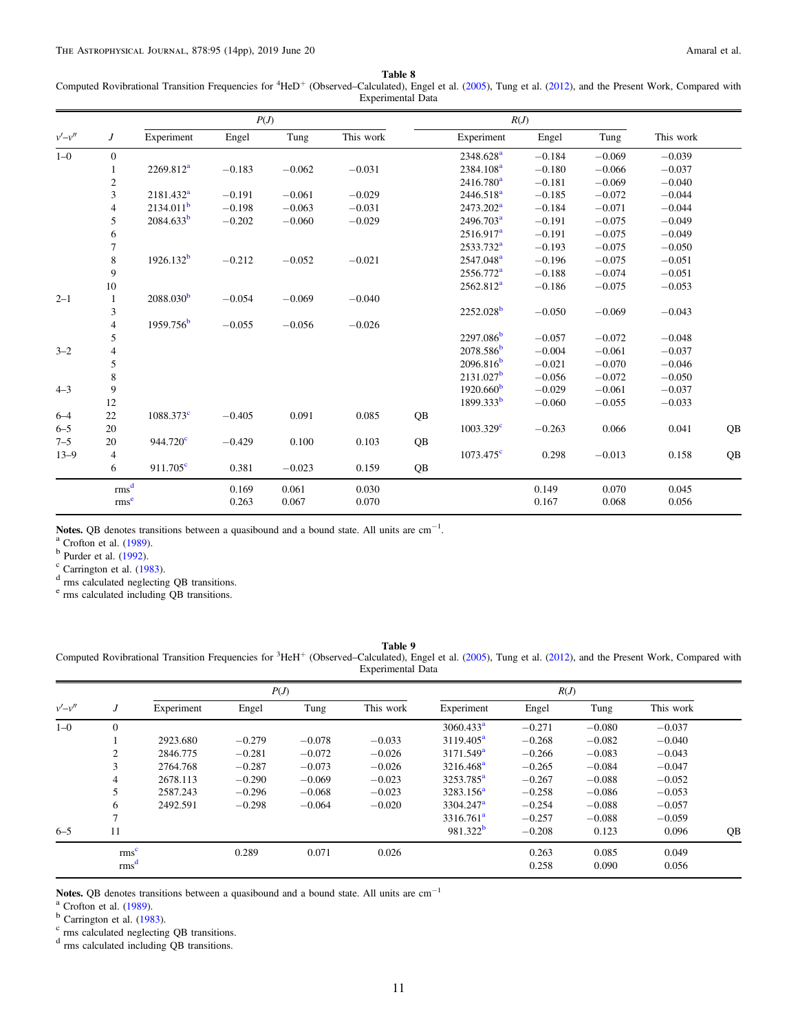**Table 8**
Computed Rovibrational Transition Frequencies for $^4$HeD$^+$ (Observed–Calculated), Engel et al. (2005), Tung et al. (2012), and the Present Work, Compared with Experimental Data

| | | P(J) | | | | | R(J) | | | | |
|---|---|---|---|---|---|---|---|---|---|---|---|
| $v'$–$v''$ | $J$ | Experiment | Engel | Tung | This work | | Experiment | Engel | Tung | This work | |
| 1–0 | 0 | | | | | | 2348.628[a] | −0.184 | −0.069 | −0.039 | |
| | 1 | 2269.812[a] | −0.183 | −0.062 | −0.031 | | 2384.108[a] | −0.180 | −0.066 | −0.037 | |
| | 2 | | | | | | 2416.780[a] | −0.181 | −0.069 | −0.040 | |
| | 3 | 2181.432[a] | −0.191 | −0.061 | −0.029 | | 2446.518[a] | −0.185 | −0.072 | −0.044 | |
| | 4 | 2134.011[b] | −0.198 | −0.063 | −0.031 | | 2473.202[a] | −0.184 | −0.071 | −0.044 | |
| | 5 | 2084.633[b] | −0.202 | −0.060 | −0.029 | | 2496.703[a] | −0.191 | −0.075 | −0.049 | |
| | 6 | | | | | | 2516.917[a] | −0.191 | −0.075 | −0.049 | |
| | 7 | | | | | | 2533.732[a] | −0.193 | −0.075 | −0.050 | |
| | 8 | 1926.132[b] | −0.212 | −0.052 | −0.021 | | 2547.048[a] | −0.196 | −0.075 | −0.051 | |
| | 9 | | | | | | 2556.772[a] | −0.188 | −0.074 | −0.051 | |
| | 10 | | | | | | 2562.812[a] | −0.186 | −0.075 | −0.053 | |
| 2–1 | 1 | 2088.030[b] | −0.054 | −0.069 | −0.040 | | | | | | |
| | 3 | | | | | | 2252.028[b] | −0.050 | −0.069 | −0.043 | |
| | 4 | 1959.756[b] | −0.055 | −0.056 | −0.026 | | | | | | |
| | 5 | | | | | | 2297.086[b] | −0.057 | −0.072 | −0.048 | |
| 3–2 | 4 | | | | | | 2078.586[b] | −0.004 | −0.061 | −0.037 | |
| | 5 | | | | | | 2096.816[b] | −0.021 | −0.070 | −0.046 | |
| | 8 | | | | | | 2131.027[b] | −0.056 | −0.072 | −0.050 | |
| 4–3 | 9 | | | | | | 1920.660[b] | −0.029 | −0.061 | −0.037 | |
| | 12 | | | | | | 1899.333[b] | −0.060 | −0.055 | −0.033 | |
| 6–4 | 22 | 1088.373[c] | −0.405 | 0.091 | 0.085 | QB | | | | | |
| 6–5 | 20 | | | | | | 1003.329[c] | −0.263 | 0.066 | 0.041 | QB |
| 7–5 | 20 | 944.720[c] | −0.429 | 0.100 | 0.103 | QB | | | | | |
| 13–9 | 4 | | | | | | 1073.475[c] | 0.298 | −0.013 | 0.158 | QB |
| | 6 | 911.705[c] | 0.381 | −0.023 | 0.159 | QB | | | | | |
| | rms[d] | | 0.169 | 0.061 | 0.030 | | | 0.149 | 0.070 | 0.045 | |
| | rms[e] | | 0.263 | 0.067 | 0.070 | | | 0.167 | 0.068 | 0.056 | |

**Notes.** QB denotes transitions between a quasibound and a bound state. All units are cm$^{-1}$.
[a] Crofton et al. (1989).
[b] Purder et al. (1992).
[c] Carrington et al. (1983).
[d] rms calculated neglecting QB transitions.
[e] rms calculated including QB transitions.

**Table 9**
Computed Rovibrational Transition Frequencies for $^3$HeH$^+$ (Observed–Calculated), Engel et al. (2005), Tung et al. (2012), and the Present Work, Compared with Experimental Data

| | | P(J) | | | | R(J) | | | | |
|---|---|---|---|---|---|---|---|---|---|---|
| $v'$–$v''$ | $J$ | Experiment | Engel | Tung | This work | Experiment | Engel | Tung | This work | |
| 1–0 | 0 | | | | | 3060.433[a] | −0.271 | −0.080 | −0.037 | |
| | 1 | 2923.680 | −0.279 | −0.078 | −0.033 | 3119.405[a] | −0.268 | −0.082 | −0.040 | |
| | 2 | 2846.775 | −0.281 | −0.072 | −0.026 | 3171.549[a] | −0.266 | −0.083 | −0.043 | |
| | 3 | 2764.768 | −0.287 | −0.073 | −0.026 | 3216.468[a] | −0.265 | −0.084 | −0.047 | |
| | 4 | 2678.113 | −0.290 | −0.069 | −0.023 | 3253.785[a] | −0.267 | −0.088 | −0.052 | |
| | 5 | 2587.243 | −0.296 | −0.068 | −0.023 | 3283.156[a] | −0.258 | −0.086 | −0.053 | |
| | 6 | 2492.591 | −0.298 | −0.064 | −0.020 | 3304.247[a] | −0.254 | −0.088 | −0.057 | |
| | 7 | | | | | 3316.761[a] | −0.257 | −0.088 | −0.059 | |
| 6–5 | 11 | | | | | 981.322[b] | −0.208 | 0.123 | 0.096 | QB |
| | rms[c] | | 0.289 | 0.071 | 0.026 | | 0.263 | 0.085 | 0.049 | |
| | rms[d] | | | | | | 0.258 | 0.090 | 0.056 | |

**Notes.** QB denotes transitions between a quasibound and a bound state. All units are cm$^{-1}$
[a] Crofton et al. (1989).
[b] Carrington et al. (1983).
[c] rms calculated neglecting QB transitions.
[d] rms calculated including QB transitions.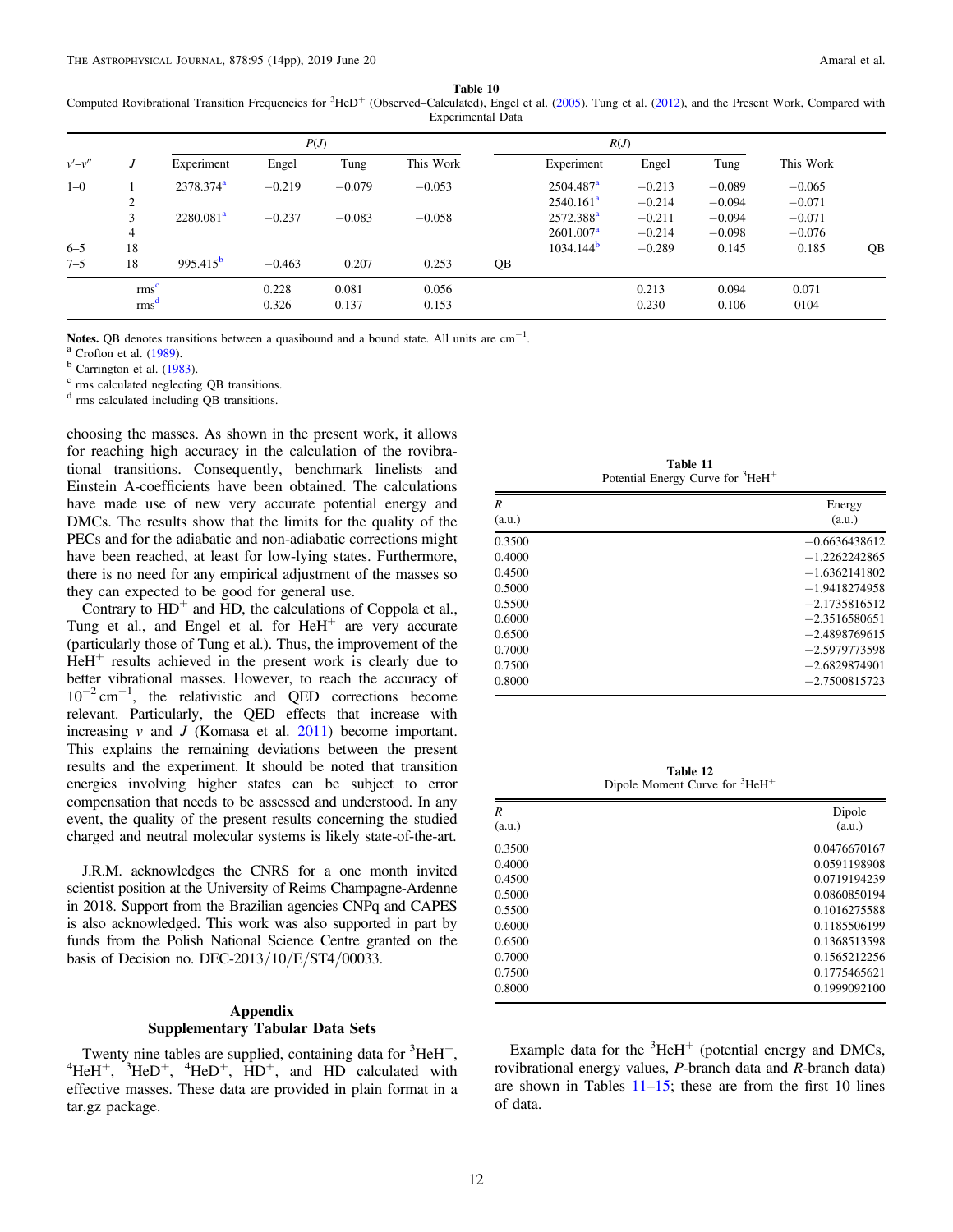**Table 10**
Computed Rovibrational Transition Frequencies for $^{3}HeD^{+}$ (Observed–Calculated), Engel et al. (2005), Tung et al. (2012), and the Present Work, Compared with Experimental Data

| | | $P(J)$ | | | | | $R(J)$ | | | | |
|---|---|---|---|---|---|---|---|---|---|---|---|
| $v'–v''$ | $J$ | Experiment | Engel | Tung | This Work | | Experiment | Engel | Tung | This Work | |
| 1–0 | 1 | 2378.374[a] | −0.219 | −0.079 | −0.053 | | 2504.487[a] | −0.213 | −0.089 | −0.065 | |
| | 2 | | | | | | 2540.161[a] | −0.214 | −0.094 | −0.071 | |
| | 3 | 2280.081[a] | −0.237 | −0.083 | −0.058 | | 2572.388[a] | −0.211 | −0.094 | −0.071 | |
| | 4 | | | | | | 2601.007[a] | −0.214 | −0.098 | −0.076 | |
| 6–5 | 18 | | | | | | 1034.144[b] | −0.289 | 0.145 | 0.185 | QB |
| 7–5 | 18 | 995.415[b] | −0.463 | 0.207 | 0.253 | QB | | | | | |
| | rms[c] | | 0.228 | 0.081 | 0.056 | | | 0.213 | 0.094 | 0.071 | |
| | rms[d] | | 0.326 | 0.137 | 0.153 | | | 0.230 | 0.106 | 0104 | |

**Notes.** QB denotes transitions between a quasibound and a bound state. All units are $cm^{-1}$.
[a] Crofton et al. (1989).
[b] Carrington et al. (1983).
[c] rms calculated neglecting QB transitions.
[d] rms calculated including QB transitions.

choosing the masses. As shown in the present work, it allows for reaching high accuracy in the calculation of the rovibrational transitions. Consequently, benchmark linelists and Einstein A-coefficients have been obtained. The calculations have made use of new very accurate potential energy and DMCs. The results show that the limits for the quality of the PECs and for the adiabatic and non-adiabatic corrections might have been reached, at least for low-lying states. Furthermore, there is no need for any empirical adjustment of the masses so they can expected to be good for general use.

Contrary to $HD^{+}$ and HD, the calculations of Coppola et al., Tung et al., and Engel et al. for $HeH^{+}$ are very accurate (particularly those of Tung et al.). Thus, the improvement of the $HeH^{+}$ results achieved in the present work is clearly due to better vibrational masses. However, to reach the accuracy of $10^{-2}\,cm^{-1}$, the relativistic and QED corrections become relevant. Particularly, the QED effects that increase with increasing $v$ and $J$ (Komasa et al. 2011) become important. This explains the remaining deviations between the present results and the experiment. It should be noted that transition energies involving higher states can be subject to error compensation that needs to be assessed and understood. In any event, the quality of the present results concerning the studied charged and neutral molecular systems is likely state-of-the-art.

J.R.M. acknowledges the CNRS for a one month invited scientist position at the University of Reims Champagne-Ardenne in 2018. Support from the Brazilian agencies CNPq and CAPES is also acknowledged. This work was also supported in part by funds from the Polish National Science Centre granted on the basis of Decision no. DEC-2013/10/E/ST4/00033.

## Appendix
## Supplementary Tabular Data Sets

Twenty nine tables are supplied, containing data for $^{3}HeH^{+}$, $^{4}HeH^{+}$, $^{3}HeD^{+}$, $^{4}HeD^{+}$, $HD^{+}$, and HD calculated with effective masses. These data are provided in plain format in a tar.gz package.

**Table 11**
Potential Energy Curve for $^{3}HeH^{+}$

| $R$ (a.u.) | Energy (a.u.) |
|---|---|
| 0.3500 | −0.6636438612 |
| 0.4000 | −1.2262242865 |
| 0.4500 | −1.6362141802 |
| 0.5000 | −1.9418274958 |
| 0.5500 | −2.1735816512 |
| 0.6000 | −2.3516580651 |
| 0.6500 | −2.4898769615 |
| 0.7000 | −2.5979773598 |
| 0.7500 | −2.6829874901 |
| 0.8000 | −2.7500815723 |

**Table 12**
Dipole Moment Curve for $^{3}HeH^{+}$

| $R$ (a.u.) | Dipole (a.u.) |
|---|---|
| 0.3500 | 0.0476670167 |
| 0.4000 | 0.0591198908 |
| 0.4500 | 0.0719194239 |
| 0.5000 | 0.0860850194 |
| 0.5500 | 0.1016275588 |
| 0.6000 | 0.1185506199 |
| 0.6500 | 0.1368513598 |
| 0.7000 | 0.1565212256 |
| 0.7500 | 0.1775465621 |
| 0.8000 | 0.1999092100 |

Example data for the $^{3}HeH^{+}$ (potential energy and DMCs, rovibrational energy values, $P$-branch data and $R$-branch data) are shown in Tables 11–15; these are from the first 10 lines of data.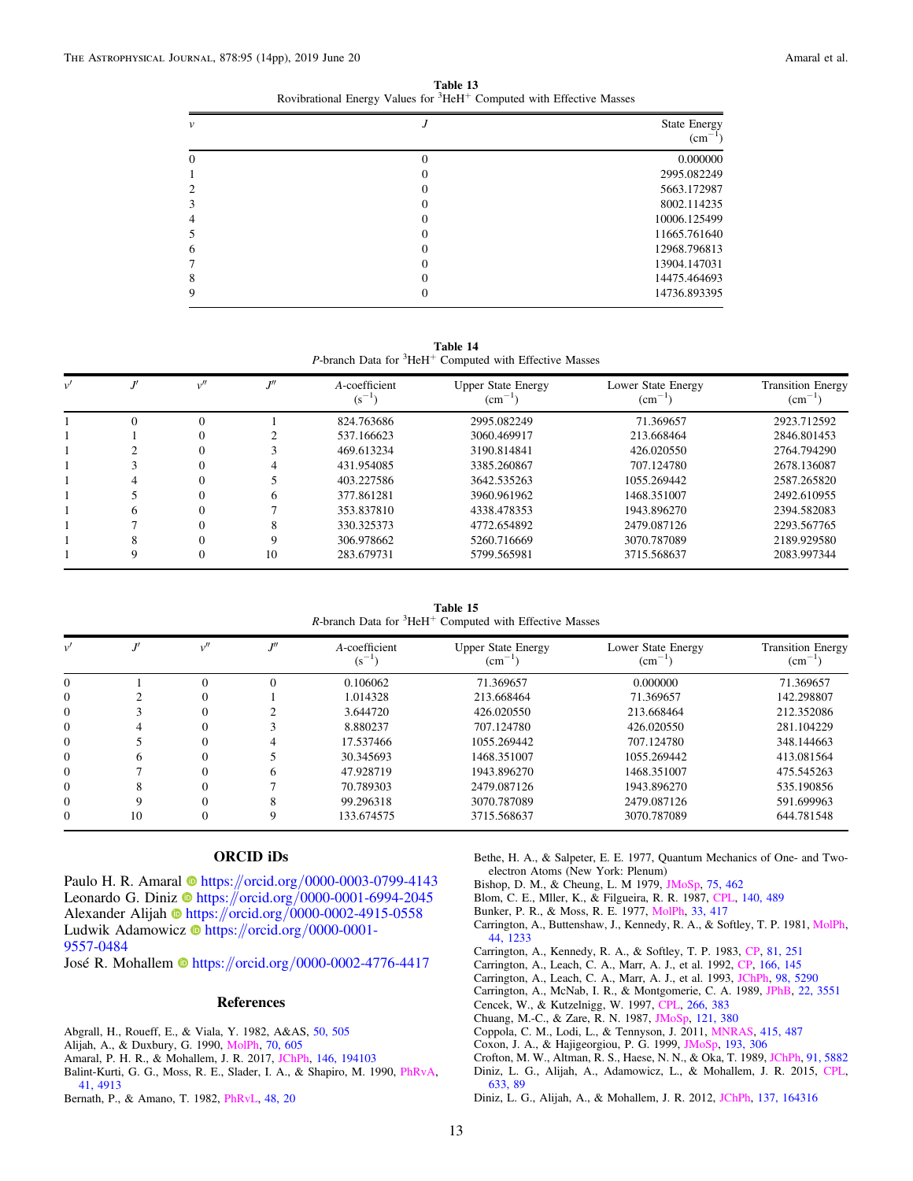**Table 13**
Rovibrational Energy Values for $^3$HeH$^+$ Computed with Effective Masses

| $v$ | $J$ | State Energy (cm$^{-1}$) |
|---|---|---|
| 0 | 0 | 0.000000 |
| 1 | 0 | 2995.082249 |
| 2 | 0 | 5663.172987 |
| 3 | 0 | 8002.114235 |
| 4 | 0 | 10006.125499 |
| 5 | 0 | 11665.761640 |
| 6 | 0 | 12968.796813 |
| 7 | 0 | 13904.147031 |
| 8 | 0 | 14475.464693 |
| 9 | 0 | 14736.893395 |

**Table 14**
*P*-branch Data for $^3$HeH$^+$ Computed with Effective Masses

| $v'$ | $J'$ | $v''$ | $J''$ | *A*-coefficient (s$^{-1}$) | Upper State Energy (cm$^{-1}$) | Lower State Energy (cm$^{-1}$) | Transition Energy (cm$^{-1}$) |
|---|---|---|---|---|---|---|---|
| 1 | 0 | 0 | 1 | 824.763686 | 2995.082249 | 71.369657 | 2923.712592 |
| 1 | 1 | 0 | 2 | 537.166623 | 3060.469917 | 213.668464 | 2846.801453 |
| 1 | 2 | 0 | 3 | 469.613234 | 3190.814841 | 426.020550 | 2764.794290 |
| 1 | 3 | 0 | 4 | 431.954085 | 3385.260867 | 707.124780 | 2678.136087 |
| 1 | 4 | 0 | 5 | 403.227586 | 3642.535263 | 1055.269442 | 2587.265820 |
| 1 | 5 | 0 | 6 | 377.861281 | 3960.961962 | 1468.351007 | 2492.610955 |
| 1 | 6 | 0 | 7 | 353.837810 | 4338.478353 | 1943.896270 | 2394.582083 |
| 1 | 7 | 0 | 8 | 330.325373 | 4772.654892 | 2479.087126 | 2293.567765 |
| 1 | 8 | 0 | 9 | 306.978662 | 5260.716669 | 3070.787089 | 2189.929580 |
| 1 | 9 | 0 | 10 | 283.679731 | 5799.565981 | 3715.568637 | 2083.997344 |

**Table 15**
*R*-branch Data for $^3$HeH$^+$ Computed with Effective Masses

| $v'$ | $J'$ | $v''$ | $J''$ | *A*-coefficient (s$^{-1}$) | Upper State Energy (cm$^{-1}$) | Lower State Energy (cm$^{-1}$) | Transition Energy (cm$^{-1}$) |
|---|---|---|---|---|---|---|---|
| 0 | 1 | 0 | 0 | 0.106062 | 71.369657 | 0.000000 | 71.369657 |
| 0 | 2 | 0 | 1 | 1.014328 | 213.668464 | 71.369657 | 142.298807 |
| 0 | 3 | 0 | 2 | 3.644720 | 426.020550 | 213.668464 | 212.352086 |
| 0 | 4 | 0 | 3 | 8.880237 | 707.124780 | 426.020550 | 281.104229 |
| 0 | 5 | 0 | 4 | 17.537466 | 1055.269442 | 707.124780 | 348.144663 |
| 0 | 6 | 0 | 5 | 30.345693 | 1468.351007 | 1055.269442 | 413.081564 |
| 0 | 7 | 0 | 6 | 47.928719 | 1943.896270 | 1468.351007 | 475.545263 |
| 0 | 8 | 0 | 7 | 70.789303 | 2479.087126 | 1943.896270 | 535.190856 |
| 0 | 9 | 0 | 8 | 99.296318 | 3070.787089 | 2479.087126 | 591.699963 |
| 0 | 10 | 0 | 9 | 133.674575 | 3715.568637 | 3070.787089 | 644.781548 |

## ORCID iDs

Paulo H. R. Amaral https://orcid.org/0000-0003-0799-4143
Leonardo G. Diniz https://orcid.org/0000-0001-6994-2045
Alexander Alijah https://orcid.org/0000-0002-4915-0558
Ludwik Adamowicz https://orcid.org/0000-0001-9557-0484
José R. Mohallem https://orcid.org/0000-0002-4776-4417

## References

Abgrall, H., Roueff, E., & Viala, Y. 1982, A&AS, 50, 505
Alijah, A., & Duxbury, G. 1990, MolPh, 70, 605
Amaral, P. H. R., & Mohallem, J. R. 2017, JChPh, 146, 194103
Balint-Kurti, G. G., Moss, R. E., Slader, I. A., & Shapiro, M. 1990, PhRvA, 41, 4913
Bernath, P., & Amano, T. 1982, PhRvL, 48, 20
Bethe, H. A., & Salpeter, E. E. 1977, Quantum Mechanics of One- and Two-electron Atoms (New York: Plenum)
Bishop, D. M., & Cheung, L. M 1979, JMoSp, 75, 462
Blom, C. E., Mller, K., & Filgueira, R. R. 1987, CPL, 140, 489
Bunker, P. R., & Moss, R. E. 1977, MolPh, 33, 417
Carrington, A., Buttenshaw, J., Kennedy, R. A., & Softley, T. P. 1981, MolPh, 44, 1233
Carrington, A., Kennedy, R. A., & Softley, T. P. 1983, CP, 81, 251
Carrington, A., Leach, C. A., Marr, A. J., et al. 1992, CP, 166, 145
Carrington, A., Leach, C. A., Marr, A. J., et al. 1993, JChPh, 98, 5290
Carrington, A., McNab, I. R., & Montgomerie, C. A. 1989, JPhB, 22, 3551
Cencek, W., & Kutzelnigg, W. 1997, CPL, 266, 383
Chuang, M.-C., & Zare, R. N. 1987, JMoSp, 121, 380
Coppola, C. M., Lodi, L., & Tennyson, J. 2011, MNRAS, 415, 487
Coxon, J. A., & Hajigeorgiou, P. G. 1999, JMoSp, 193, 306
Crofton, M. W., Altman, R. S., Haese, N. N., & Oka, T. 1989, JChPh, 91, 5882
Diniz, L. G., Alijah, A., Adamowicz, L., & Mohallem, J. R. 2015, CPL, 633, 89
Diniz, L. G., Alijah, A., & Mohallem, J. R. 2012, JChPh, 137, 164316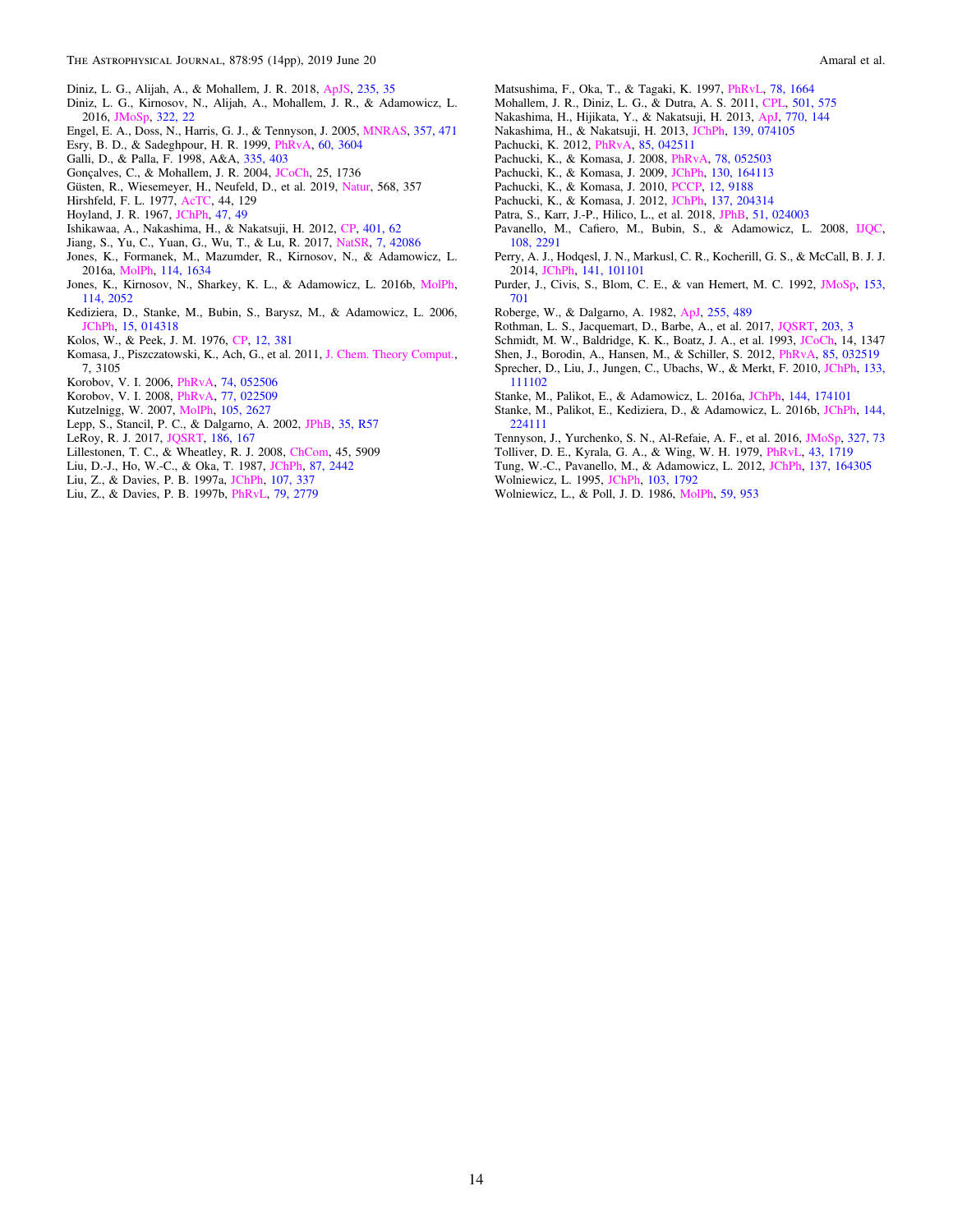Diniz, L. G., Alijah, A., & Mohallem, J. R. 2018, ApJS, 235, 35

Diniz, L. G., Kirnosov, N., Alijah, A., Mohallem, J. R., & Adamowicz, L. 2016, JMoSp, 322, 22

Engel, E. A., Doss, N., Harris, G. J., & Tennyson, J. 2005, MNRAS, 357, 471

Esry, B. D., & Sadeghpour, H. R. 1999, PhRvA, 60, 3604

Galli, D., & Palla, F. 1998, A&A, 335, 403

Gonçalves, C., & Mohallem, J. R. 2004, JCoCh, 25, 1736

Güsten, R., Wiesemeyer, H., Neufeld, D., et al. 2019, Natur, 568, 357

Hirshfeld, F. L. 1977, AcTC, 44, 129

Hoyland, J. R. 1967, JChPh, 47, 49

Ishikawaa, A., Nakashima, H., & Nakatsuji, H. 2012, CP, 401, 62

Jiang, S., Yu, C., Yuan, G., Wu, T., & Lu, R. 2017, NatSR, 7, 42086

Jones, K., Formanek, M., Mazumder, R., Kirnosov, N., & Adamowicz, L. 2016a, MolPh, 114, 1634

Jones, K., Kirnosov, N., Sharkey, K. L., & Adamowicz, L. 2016b, MolPh, 114, 2052

Kediziera, D., Stanke, M., Bubin, S., Barysz, M., & Adamowicz, L. 2006, JChPh, 15, 014318

Kolos, W., & Peek, J. M. 1976, CP, 12, 381

Komasa, J., Piszczatowski, K., Ach, G., et al. 2011, J. Chem. Theory Comput., 7, 3105

Korobov, V. I. 2006, PhRvA, 74, 052506

Korobov, V. I. 2008, PhRvA, 77, 022509

Kutzelnigg, W. 2007, MolPh, 105, 2627

Lepp, S., Stancil, P. C., & Dalgarno, A. 2002, JPhB, 35, R57

LeRoy, R. J. 2017, JQSRT, 186, 167

Lillestonen, T. C., & Wheatley, R. J. 2008, ChCom, 45, 5909

Liu, D.-J., Ho, W.-C., & Oka, T. 1987, JChPh, 87, 2442

Liu, Z., & Davies, P. B. 1997a, JChPh, 107, 337

Liu, Z., & Davies, P. B. 1997b, PhRvL, 79, 2779

Matsushima, F., Oka, T., & Tagaki, K. 1997, PhRvL, 78, 1664

Mohallem, J. R., Diniz, L. G., & Dutra, A. S. 2011, CPL, 501, 575

Nakashima, H., Hijikata, Y., & Nakatsuji, H. 2013, ApJ, 770, 144

Nakashima, H., & Nakatsuji, H. 2013, JChPh, 139, 074105

Pachucki, K. 2012, PhRvA, 85, 042511

Pachucki, K., & Komasa, J. 2008, PhRvA, 78, 052503

Pachucki, K., & Komasa, J. 2009, JChPh, 130, 164113

Pachucki, K., & Komasa, J. 2010, PCCP, 12, 9188

Pachucki, K., & Komasa, J. 2012, JChPh, 137, 204314

Patra, S., Karr, J.-P., Hilico, L., et al. 2018, JPhB, 51, 024003

Pavanello, M., Cafiero, M., Bubin, S., & Adamowicz, L. 2008, IJQC, 108, 2291

Perry, A. J., Hodqesl, J. N., Markusl, C. R., Kocherill, G. S., & McCall, B. J. J. 2014, JChPh, 141, 101101

Purder, J., Civis, S., Blom, C. E., & van Hemert, M. C. 1992, JMoSp, 153, 701

Roberge, W., & Dalgarno, A. 1982, ApJ, 255, 489

Rothman, L. S., Jacquemart, D., Barbe, A., et al. 2017, JQSRT, 203, 3

Schmidt, M. W., Baldridge, K. K., Boatz, J. A., et al. 1993, JCoCh, 14, 1347

Shen, J., Borodin, A., Hansen, M., & Schiller, S. 2012, PhRvA, 85, 032519

Sprecher, D., Liu, J., Jungen, C., Ubachs, W., & Merkt, F. 2010, JChPh, 133, 111102

Stanke, M., Palikot, E., & Adamowicz, L. 2016a, JChPh, 144, 174101

Stanke, M., Palikot, E., Kediziera, D., & Adamowicz, L. 2016b, JChPh, 144, 224111

Tennyson, J., Yurchenko, S. N., Al-Refaie, A. F., et al. 2016, JMoSp, 327, 73

Tolliver, D. E., Kyrala, G. A., & Wing, W. H. 1979, PhRvL, 43, 1719

Tung, W.-C., Pavanello, M., & Adamowicz, L. 2012, JChPh, 137, 164305

Wolniewicz, L. 1995, JChPh, 103, 1792

Wolniewicz, L., & Poll, J. D. 1986, MolPh, 59, 953